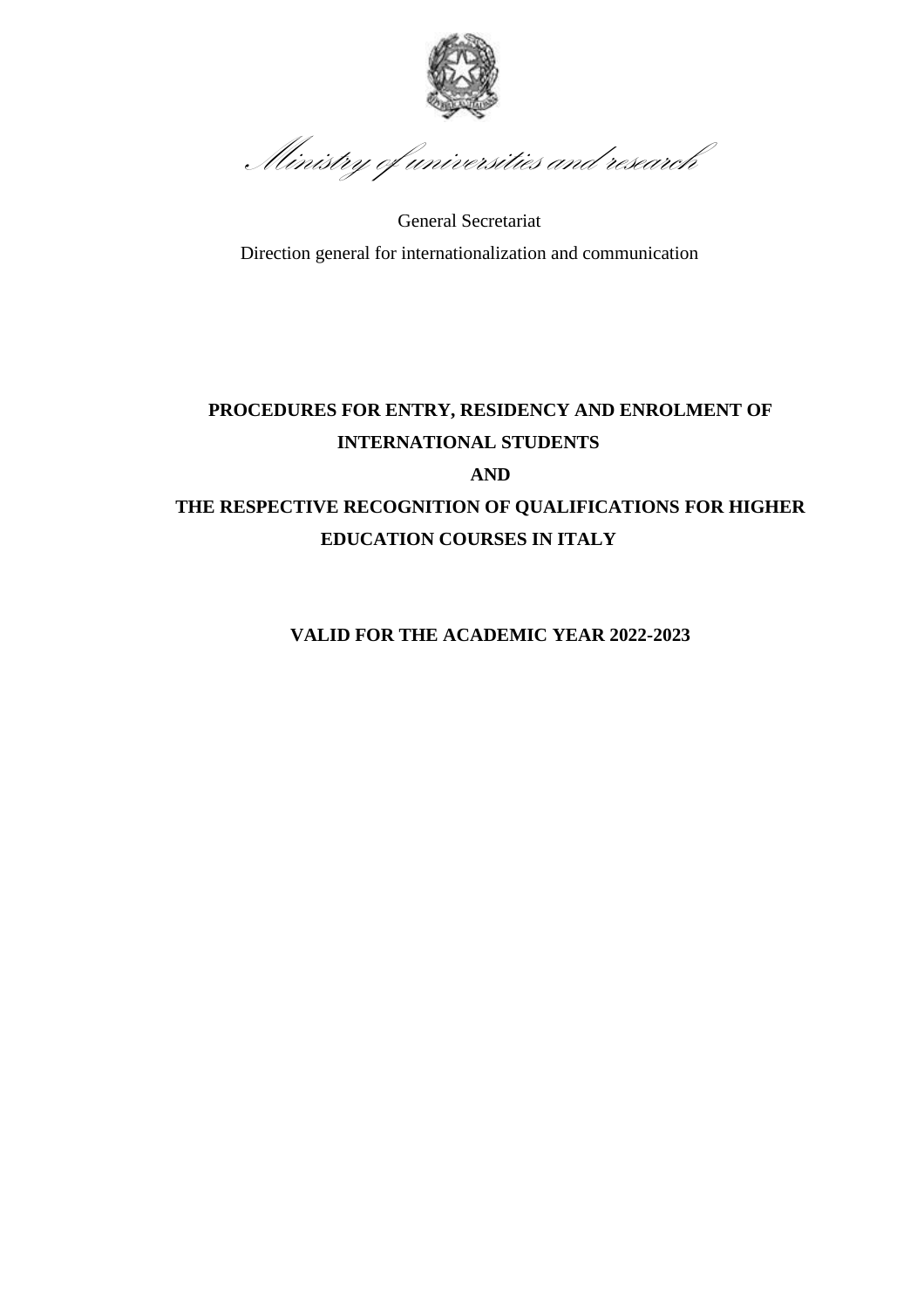*Ministry of universities and research*

General Secretariat

Direction general for internationalization and communication

# PROCEDURES FOR ENTRY, RESIDENCY AND ENROLMENT OF INTERNATIONAL STUDENTS AND THE RESPECTIVE RECOGNITION OF QUALIFICATIONS FOR HIGHER EDUCATION COURSES IN ITALY

**VALID FOR THE ACADEMIC YEAR 2022-2023**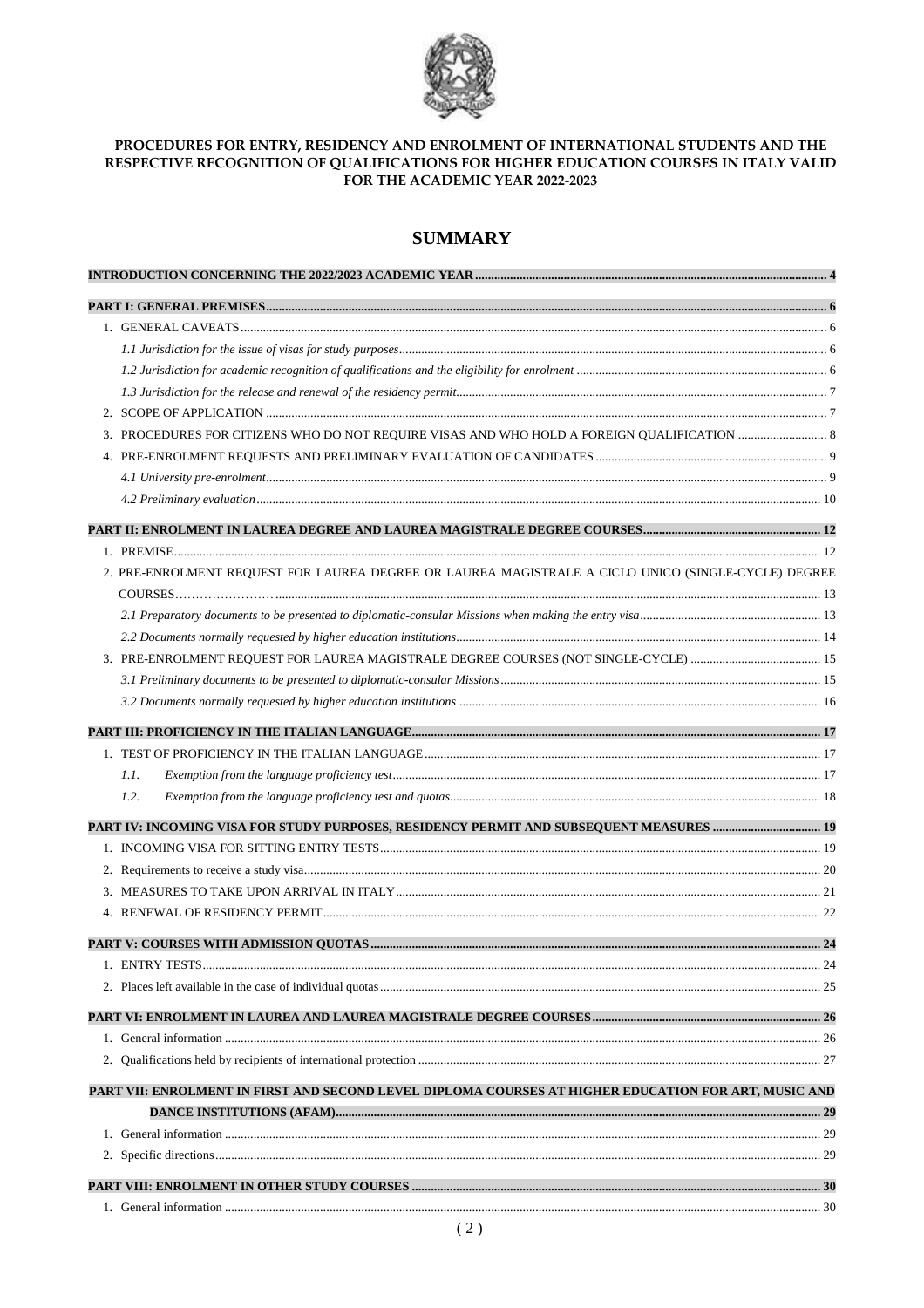**PROCEDURES FOR ENTRY, RESIDENCY AND ENROLMENT OF INTERNATIONAL STUDENTS AND THE RESPECTIVE RECOGNITION OF QUALIFICATIONS FOR HIGHER EDUCATION COURSES IN ITALY VALID FOR THE ACADEMIC YEAR 2022-2023**

# SUMMARY

**INTRODUCTION CONCERNING THE 2022/2023 ACADEMIC YEAR** .......... 4

**PART I: GENERAL PREMISES** .......... 6

1. GENERAL CAVEATS .......... 6
   - *1.1 Jurisdiction for the issue of visas for study purposes* .......... 6
   - *1.2 Jurisdiction for academic recognition of qualifications and the eligibility for enrolment* .......... 6
   - *1.3 Jurisdiction for the release and renewal of the residency permit* .......... 7
2. SCOPE OF APPLICATION .......... 7
3. PROCEDURES FOR CITIZENS WHO DO NOT REQUIRE VISAS AND WHO HOLD A FOREIGN QUALIFICATION .......... 8
4. PRE-ENROLMENT REQUESTS AND PRELIMINARY EVALUATION OF CANDIDATES .......... 9
   - *4.1 University pre-enrolment* .......... 9
   - *4.2 Preliminary evaluation* .......... 10

**PART II: ENROLMENT IN LAUREA DEGREE AND LAUREA MAGISTRALE DEGREE COURSES** .......... 12

1. PREMISE .......... 12
2. PRE-ENROLMENT REQUEST FOR LAUREA DEGREE OR LAUREA MAGISTRALE A CICLO UNICO (SINGLE-CYCLE) DEGREE COURSES .......... 13
   - *2.1 Preparatory documents to be presented to diplomatic-consular Missions when making the entry visa* .......... 13
   - *2.2 Documents normally requested by higher education institutions* .......... 14
3. PRE-ENROLMENT REQUEST FOR LAUREA MAGISTRALE DEGREE COURSES (NOT SINGLE-CYCLE) .......... 15
   - *3.1 Preliminary documents to be presented to diplomatic-consular Missions* .......... 15
   - *3.2 Documents normally requested by higher education institutions* .......... 16

**PART III: PROFICIENCY IN THE ITALIAN LANGUAGE** .......... 17

1. TEST OF PROFICIENCY IN THE ITALIAN LANGUAGE .......... 17
   - *1.1. Exemption from the language proficiency test* .......... 17
   - *1.2. Exemption from the language proficiency test and quotas* .......... 18

**PART IV: INCOMING VISA FOR STUDY PURPOSES, RESIDENCY PERMIT AND SUBSEQUENT MEASURES** .......... 19

1. INCOMING VISA FOR SITTING ENTRY TESTS .......... 19
2. Requirements to receive a study visa .......... 20
3. MEASURES TO TAKE UPON ARRIVAL IN ITALY .......... 21
4. RENEWAL OF RESIDENCY PERMIT .......... 22

**PART V: COURSES WITH ADMISSION QUOTAS** .......... 24

1. ENTRY TESTS .......... 24
2. Places left available in the case of individual quotas .......... 25

**PART VI: ENROLMENT IN LAUREA AND LAUREA MAGISTRALE DEGREE COURSES** .......... 26

1. General information .......... 26
2. Qualifications held by recipients of international protection .......... 27

**PART VII: ENROLMENT IN FIRST AND SECOND LEVEL DIPLOMA COURSES AT HIGHER EDUCATION FOR ART, MUSIC AND DANCE INSTITUTIONS (AFAM)** .......... 29

1. General information .......... 29
2. Specific directions .......... 29

**PART VIII: ENROLMENT IN OTHER STUDY COURSES** .......... 30

1. General information .......... 30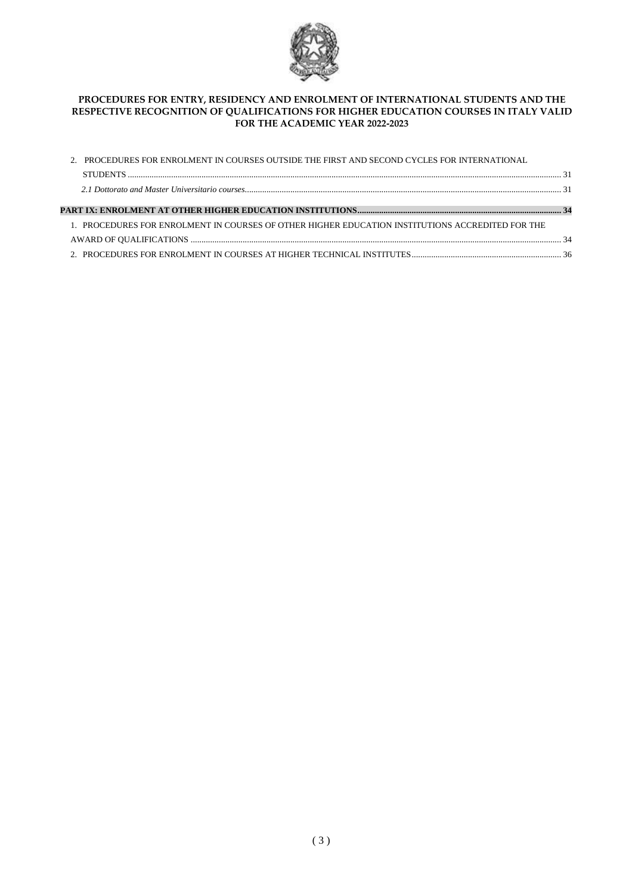**PROCEDURES FOR ENTRY, RESIDENCY AND ENROLMENT OF INTERNATIONAL STUDENTS AND THE RESPECTIVE RECOGNITION OF QUALIFICATIONS FOR HIGHER EDUCATION COURSES IN ITALY VALID FOR THE ACADEMIC YEAR 2022-2023**

2. PROCEDURES FOR ENROLMENT IN COURSES OUTSIDE THE FIRST AND SECOND CYCLES FOR INTERNATIONAL STUDENTS ........ 31

*2.1 Dottorato and Master Universitario courses* ........ 31

**PART IX: ENROLMENT AT OTHER HIGHER EDUCATION INSTITUTIONS ........ 34**

1. PROCEDURES FOR ENROLMENT IN COURSES OF OTHER HIGHER EDUCATION INSTITUTIONS ACCREDITED FOR THE AWARD OF QUALIFICATIONS ........ 34
2. PROCEDURES FOR ENROLMENT IN COURSES AT HIGHER TECHNICAL INSTITUTES ........ 36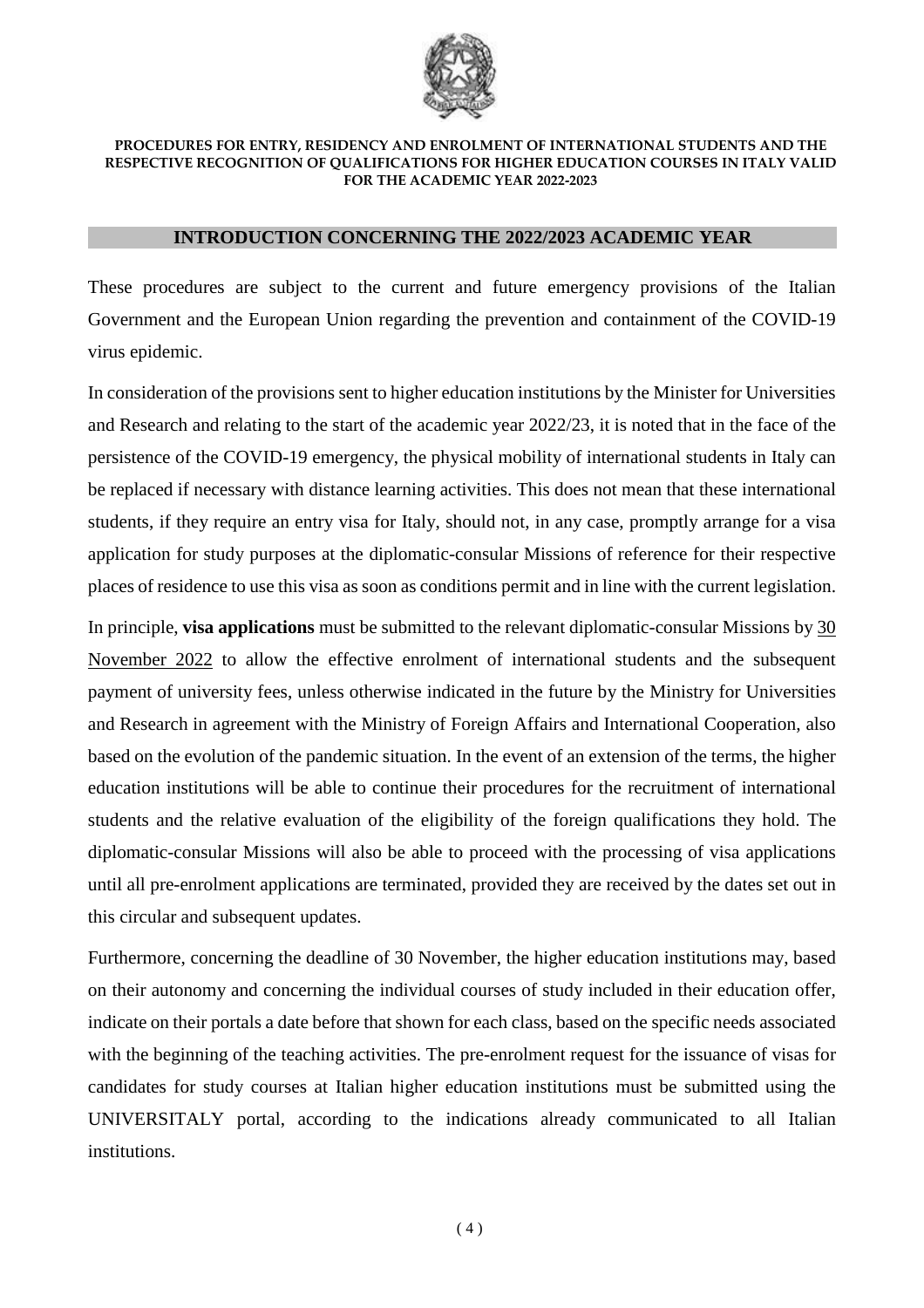**PROCEDURES FOR ENTRY, RESIDENCY AND ENROLMENT OF INTERNATIONAL STUDENTS AND THE RESPECTIVE RECOGNITION OF QUALIFICATIONS FOR HIGHER EDUCATION COURSES IN ITALY VALID FOR THE ACADEMIC YEAR 2022-2023**

## INTRODUCTION CONCERNING THE 2022/2023 ACADEMIC YEAR

These procedures are subject to the current and future emergency provisions of the Italian Government and the European Union regarding the prevention and containment of the COVID-19 virus epidemic.

In consideration of the provisions sent to higher education institutions by the Minister for Universities and Research and relating to the start of the academic year 2022/23, it is noted that in the face of the persistence of the COVID-19 emergency, the physical mobility of international students in Italy can be replaced if necessary with distance learning activities. This does not mean that these international students, if they require an entry visa for Italy, should not, in any case, promptly arrange for a visa application for study purposes at the diplomatic-consular Missions of reference for their respective places of residence to use this visa as soon as conditions permit and in line with the current legislation.

In principle, **visa applications** must be submitted to the relevant diplomatic-consular Missions by 30 November 2022 to allow the effective enrolment of international students and the subsequent payment of university fees, unless otherwise indicated in the future by the Ministry for Universities and Research in agreement with the Ministry of Foreign Affairs and International Cooperation, also based on the evolution of the pandemic situation. In the event of an extension of the terms, the higher education institutions will be able to continue their procedures for the recruitment of international students and the relative evaluation of the eligibility of the foreign qualifications they hold. The diplomatic-consular Missions will also be able to proceed with the processing of visa applications until all pre-enrolment applications are terminated, provided they are received by the dates set out in this circular and subsequent updates.

Furthermore, concerning the deadline of 30 November, the higher education institutions may, based on their autonomy and concerning the individual courses of study included in their education offer, indicate on their portals a date before that shown for each class, based on the specific needs associated with the beginning of the teaching activities. The pre-enrolment request for the issuance of visas for candidates for study courses at Italian higher education institutions must be submitted using the UNIVERSITALY portal, according to the indications already communicated to all Italian institutions.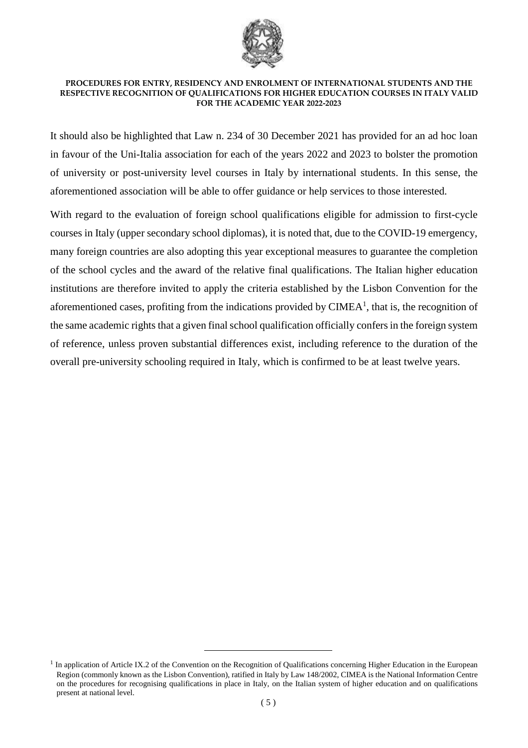It should also be highlighted that Law n. 234 of 30 December 2021 has provided for an ad hoc loan in favour of the Uni-Italia association for each of the years 2022 and 2023 to bolster the promotion of university or post-university level courses in Italy by international students. In this sense, the aforementioned association will be able to offer guidance or help services to those interested.

With regard to the evaluation of foreign school qualifications eligible for admission to first-cycle courses in Italy (upper secondary school diplomas), it is noted that, due to the COVID-19 emergency, many foreign countries are also adopting this year exceptional measures to guarantee the completion of the school cycles and the award of the relative final qualifications. The Italian higher education institutions are therefore invited to apply the criteria established by the Lisbon Convention for the aforementioned cases, profiting from the indications provided by CIMEA[1], that is, the recognition of the same academic rights that a given final school qualification officially confers in the foreign system of reference, unless proven substantial differences exist, including reference to the duration of the overall pre-university schooling required in Italy, which is confirmed to be at least twelve years.

---

[1] In application of Article IX.2 of the Convention on the Recognition of Qualifications concerning Higher Education in the European Region (commonly known as the Lisbon Convention), ratified in Italy by Law 148/2002, CIMEA is the National Information Centre on the procedures for recognising qualifications in place in Italy, on the Italian system of higher education and on qualifications present at national level.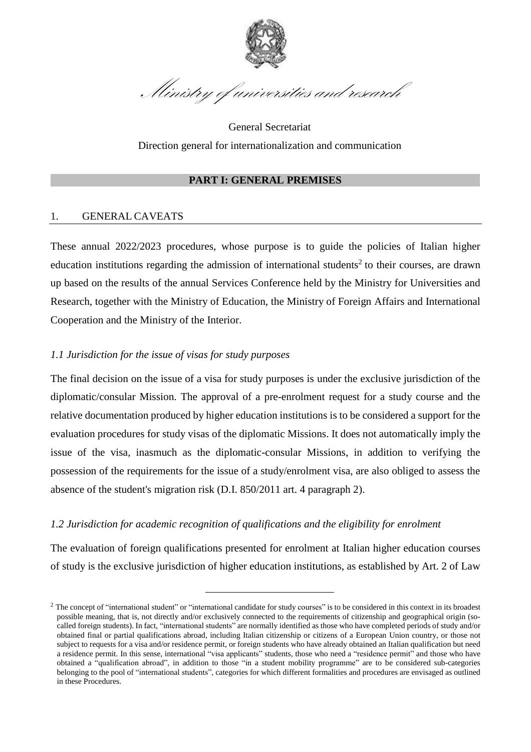*Ministry of universities and research*

General Secretariat

Direction general for internationalization and communication

## PART I: GENERAL PREMISES

### 1. GENERAL CAVEATS

These annual 2022/2023 procedures, whose purpose is to guide the policies of Italian higher education institutions regarding the admission of international students[2] to their courses, are drawn up based on the results of the annual Services Conference held by the Ministry for Universities and Research, together with the Ministry of Education, the Ministry of Foreign Affairs and International Cooperation and the Ministry of the Interior.

*1.1 Jurisdiction for the issue of visas for study purposes*

The final decision on the issue of a visa for study purposes is under the exclusive jurisdiction of the diplomatic/consular Mission. The approval of a pre-enrolment request for a study course and the relative documentation produced by higher education institutions is to be considered a support for the evaluation procedures for study visas of the diplomatic Missions. It does not automatically imply the issue of the visa, inasmuch as the diplomatic-consular Missions, in addition to verifying the possession of the requirements for the issue of a study/enrolment visa, are also obliged to assess the absence of the student's migration risk (D.I. 850/2011 art. 4 paragraph 2).

*1.2 Jurisdiction for academic recognition of qualifications and the eligibility for enrolment*

The evaluation of foreign qualifications presented for enrolment at Italian higher education courses of study is the exclusive jurisdiction of higher education institutions, as established by Art. 2 of Law

---

[2] The concept of "international student" or "international candidate for study courses" is to be considered in this context in its broadest possible meaning, that is, not directly and/or exclusively connected to the requirements of citizenship and geographical origin (so-called foreign students). In fact, "international students" are normally identified as those who have completed periods of study and/or obtained final or partial qualifications abroad, including Italian citizenship or citizens of a European Union country, or those not subject to requests for a visa and/or residence permit, or foreign students who have already obtained an Italian qualification but need a residence permit. In this sense, international "visa applicants" students, those who need a "residence permit" and those who have obtained a "qualification abroad", in addition to those "in a student mobility programme" are to be considered sub-categories belonging to the pool of "international students", categories for which different formalities and procedures are envisaged as outlined in these Procedures.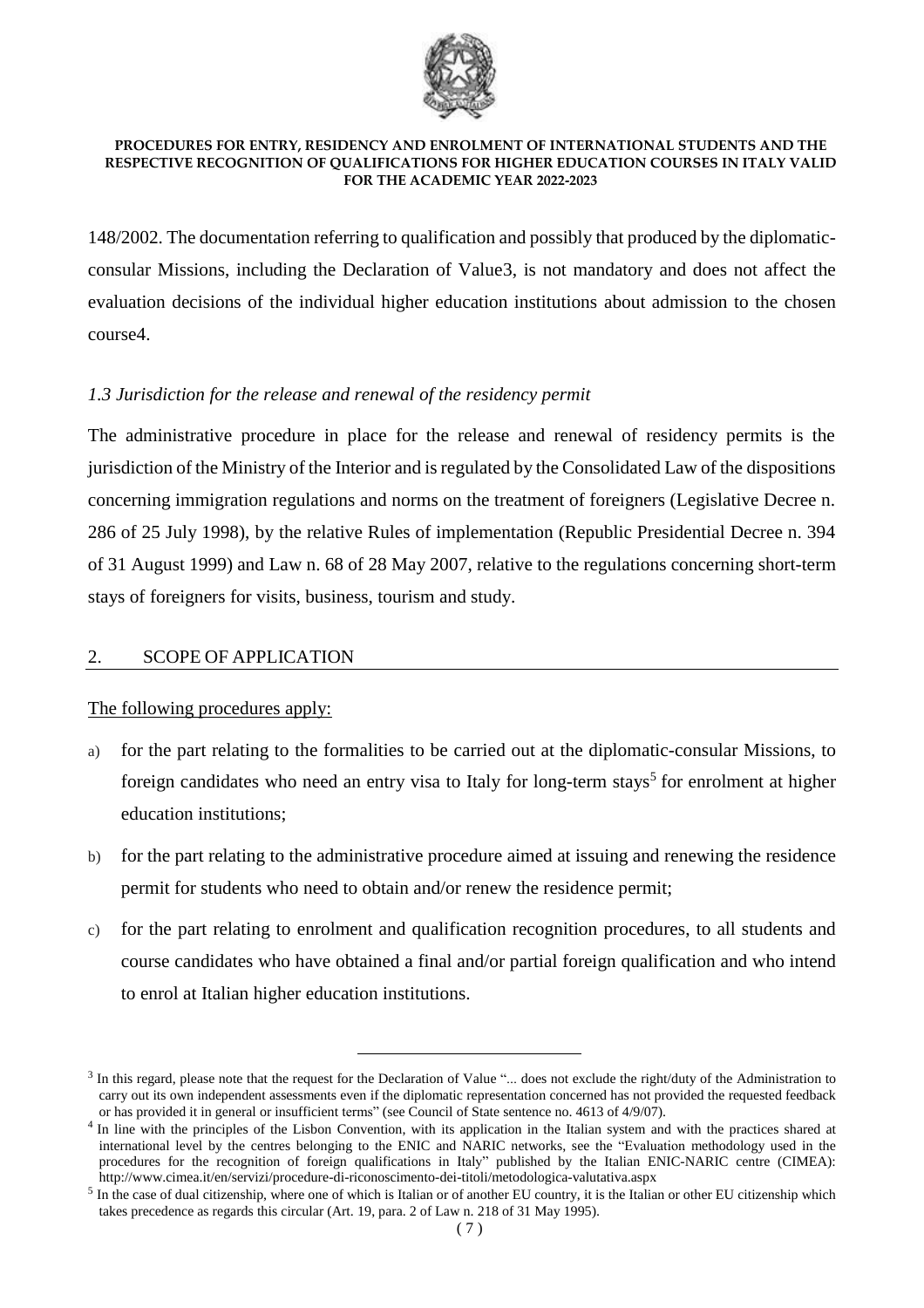148/2002. The documentation referring to qualification and possibly that produced by the diplomatic-consular Missions, including the Declaration of Value3, is not mandatory and does not affect the evaluation decisions of the individual higher education institutions about admission to the chosen course4.

### *1.3 Jurisdiction for the release and renewal of the residency permit*

The administrative procedure in place for the release and renewal of residency permits is the jurisdiction of the Ministry of the Interior and is regulated by the Consolidated Law of the dispositions concerning immigration regulations and norms on the treatment of foreigners (Legislative Decree n. 286 of 25 July 1998), by the relative Rules of implementation (Republic Presidential Decree n. 394 of 31 August 1999) and Law n. 68 of 28 May 2007, relative to the regulations concerning short-term stays of foreigners for visits, business, tourism and study.

## 2. SCOPE OF APPLICATION

The following procedures apply:

a) for the part relating to the formalities to be carried out at the diplomatic-consular Missions, to foreign candidates who need an entry visa to Italy for long-term stays[5] for enrolment at higher education institutions;

b) for the part relating to the administrative procedure aimed at issuing and renewing the residence permit for students who need to obtain and/or renew the residence permit;

c) for the part relating to enrolment and qualification recognition procedures, to all students and course candidates who have obtained a final and/or partial foreign qualification and who intend to enrol at Italian higher education institutions.

---

[3] In this regard, please note that the request for the Declaration of Value "... does not exclude the right/duty of the Administration to carry out its own independent assessments even if the diplomatic representation concerned has not provided the requested feedback or has provided it in general or insufficient terms" (see Council of State sentence no. 4613 of 4/9/07).

[4] In line with the principles of the Lisbon Convention, with its application in the Italian system and with the practices shared at international level by the centres belonging to the ENIC and NARIC networks, see the "Evaluation methodology used in the procedures for the recognition of foreign qualifications in Italy" published by the Italian ENIC-NARIC centre (CIMEA): http://www.cimea.it/en/servizi/procedure-di-riconoscimento-dei-titoli/metodologica-valutativa.aspx

[5] In the case of dual citizenship, where one of which is Italian or of another EU country, it is the Italian or other EU citizenship which takes precedence as regards this circular (Art. 19, para. 2 of Law n. 218 of 31 May 1995).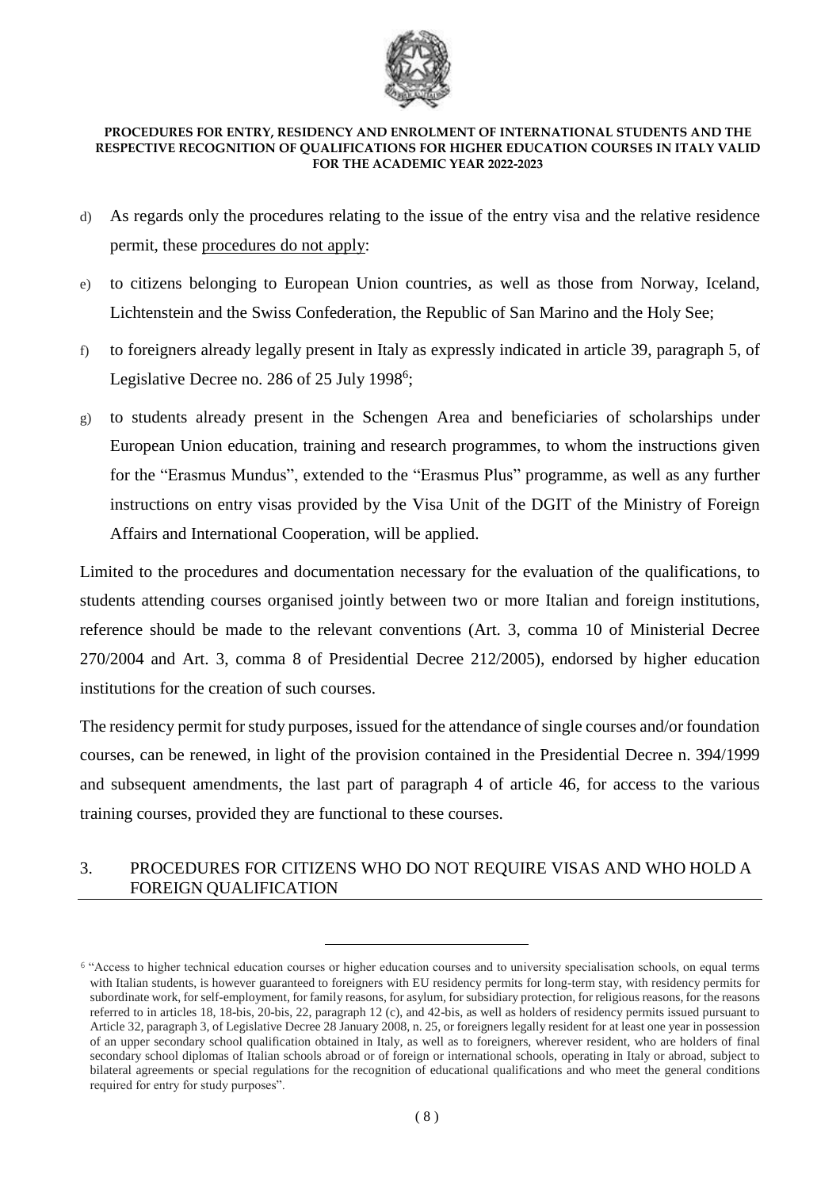d) As regards only the procedures relating to the issue of the entry visa and the relative residence permit, these procedures do not apply:

e) to citizens belonging to European Union countries, as well as those from Norway, Iceland, Lichtenstein and the Swiss Confederation, the Republic of San Marino and the Holy See;

f) to foreigners already legally present in Italy as expressly indicated in article 39, paragraph 5, of Legislative Decree no. 286 of 25 July 1998[6];

g) to students already present in the Schengen Area and beneficiaries of scholarships under European Union education, training and research programmes, to whom the instructions given for the "Erasmus Mundus", extended to the "Erasmus Plus" programme, as well as any further instructions on entry visas provided by the Visa Unit of the DGIT of the Ministry of Foreign Affairs and International Cooperation, will be applied.

Limited to the procedures and documentation necessary for the evaluation of the qualifications, to students attending courses organised jointly between two or more Italian and foreign institutions, reference should be made to the relevant conventions (Art. 3, comma 10 of Ministerial Decree 270/2004 and Art. 3, comma 8 of Presidential Decree 212/2005), endorsed by higher education institutions for the creation of such courses.

The residency permit for study purposes, issued for the attendance of single courses and/or foundation courses, can be renewed, in light of the provision contained in the Presidential Decree n. 394/1999 and subsequent amendments, the last part of paragraph 4 of article 46, for access to the various training courses, provided they are functional to these courses.

## 3. PROCEDURES FOR CITIZENS WHO DO NOT REQUIRE VISAS AND WHO HOLD A FOREIGN QUALIFICATION

---

[6] "Access to higher technical education courses or higher education courses and to university specialisation schools, on equal terms with Italian students, is however guaranteed to foreigners with EU residency permits for long-term stay, with residency permits for subordinate work, for self-employment, for family reasons, for asylum, for subsidiary protection, for religious reasons, for the reasons referred to in articles 18, 18-bis, 20-bis, 22, paragraph 12 (c), and 42-bis, as well as holders of residency permits issued pursuant to Article 32, paragraph 3, of Legislative Decree 28 January 2008, n. 25, or foreigners legally resident for at least one year in possession of an upper secondary school qualification obtained in Italy, as well as to foreigners, wherever resident, who are holders of final secondary school diplomas of Italian schools abroad or of foreign or international schools, operating in Italy or abroad, subject to bilateral agreements or special regulations for the recognition of educational qualifications and who meet the general conditions required for entry for study purposes".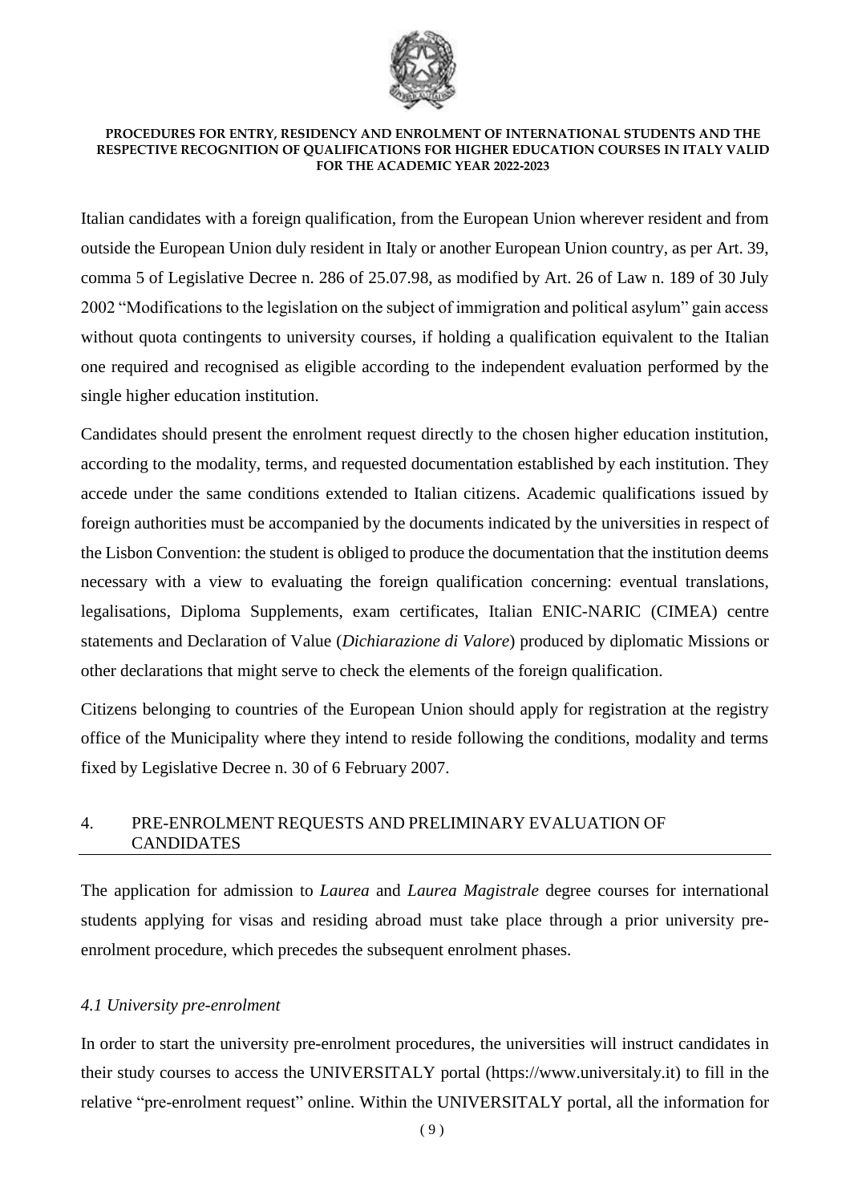Italian candidates with a foreign qualification, from the European Union wherever resident and from outside the European Union duly resident in Italy or another European Union country, as per Art. 39, comma 5 of Legislative Decree n. 286 of 25.07.98, as modified by Art. 26 of Law n. 189 of 30 July 2002 "Modifications to the legislation on the subject of immigration and political asylum" gain access without quota contingents to university courses, if holding a qualification equivalent to the Italian one required and recognised as eligible according to the independent evaluation performed by the single higher education institution.

Candidates should present the enrolment request directly to the chosen higher education institution, according to the modality, terms, and requested documentation established by each institution. They accede under the same conditions extended to Italian citizens. Academic qualifications issued by foreign authorities must be accompanied by the documents indicated by the universities in respect of the Lisbon Convention: the student is obliged to produce the documentation that the institution deems necessary with a view to evaluating the foreign qualification concerning: eventual translations, legalisations, Diploma Supplements, exam certificates, Italian ENIC-NARIC (CIMEA) centre statements and Declaration of Value (*Dichiarazione di Valore*) produced by diplomatic Missions or other declarations that might serve to check the elements of the foreign qualification.

Citizens belonging to countries of the European Union should apply for registration at the registry office of the Municipality where they intend to reside following the conditions, modality and terms fixed by Legislative Decree n. 30 of 6 February 2007.

## 4. PRE-ENROLMENT REQUESTS AND PRELIMINARY EVALUATION OF CANDIDATES

The application for admission to *Laurea* and *Laurea Magistrale* degree courses for international students applying for visas and residing abroad must take place through a prior university pre-enrolment procedure, which precedes the subsequent enrolment phases.

### *4.1 University pre-enrolment*

In order to start the university pre-enrolment procedures, the universities will instruct candidates in their study courses to access the UNIVERSITALY portal (https://www.universitaly.it) to fill in the relative "pre-enrolment request" online. Within the UNIVERSITALY portal, all the information for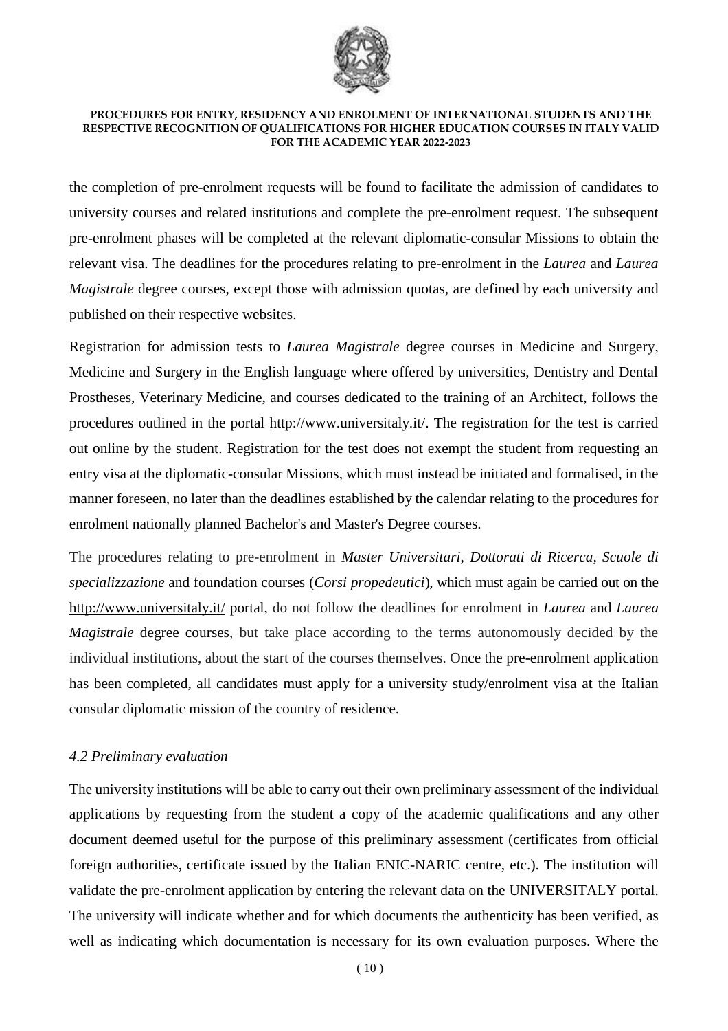the completion of pre-enrolment requests will be found to facilitate the admission of candidates to university courses and related institutions and complete the pre-enrolment request. The subsequent pre-enrolment phases will be completed at the relevant diplomatic-consular Missions to obtain the relevant visa. The deadlines for the procedures relating to pre-enrolment in the *Laurea* and *Laurea Magistrale* degree courses, except those with admission quotas, are defined by each university and published on their respective websites.

Registration for admission tests to *Laurea Magistrale* degree courses in Medicine and Surgery, Medicine and Surgery in the English language where offered by universities, Dentistry and Dental Prostheses, Veterinary Medicine, and courses dedicated to the training of an Architect, follows the procedures outlined in the portal http://www.universitaly.it/. The registration for the test is carried out online by the student. Registration for the test does not exempt the student from requesting an entry visa at the diplomatic-consular Missions, which must instead be initiated and formalised, in the manner foreseen, no later than the deadlines established by the calendar relating to the procedures for enrolment nationally planned Bachelor's and Master's Degree courses.

The procedures relating to pre-enrolment in *Master Universitari*, *Dottorati di Ricerca*, *Scuole di specializzazione* and foundation courses (*Corsi propedeutici*), which must again be carried out on the http://www.universitaly.it/ portal, do not follow the deadlines for enrolment in *Laurea* and *Laurea Magistrale* degree courses, but take place according to the terms autonomously decided by the individual institutions, about the start of the courses themselves. Once the pre-enrolment application has been completed, all candidates must apply for a university study/enrolment visa at the Italian consular diplomatic mission of the country of residence.

### *4.2 Preliminary evaluation*

The university institutions will be able to carry out their own preliminary assessment of the individual applications by requesting from the student a copy of the academic qualifications and any other document deemed useful for the purpose of this preliminary assessment (certificates from official foreign authorities, certificate issued by the Italian ENIC-NARIC centre, etc.). The institution will validate the pre-enrolment application by entering the relevant data on the UNIVERSITALY portal. The university will indicate whether and for which documents the authenticity has been verified, as well as indicating which documentation is necessary for its own evaluation purposes. Where the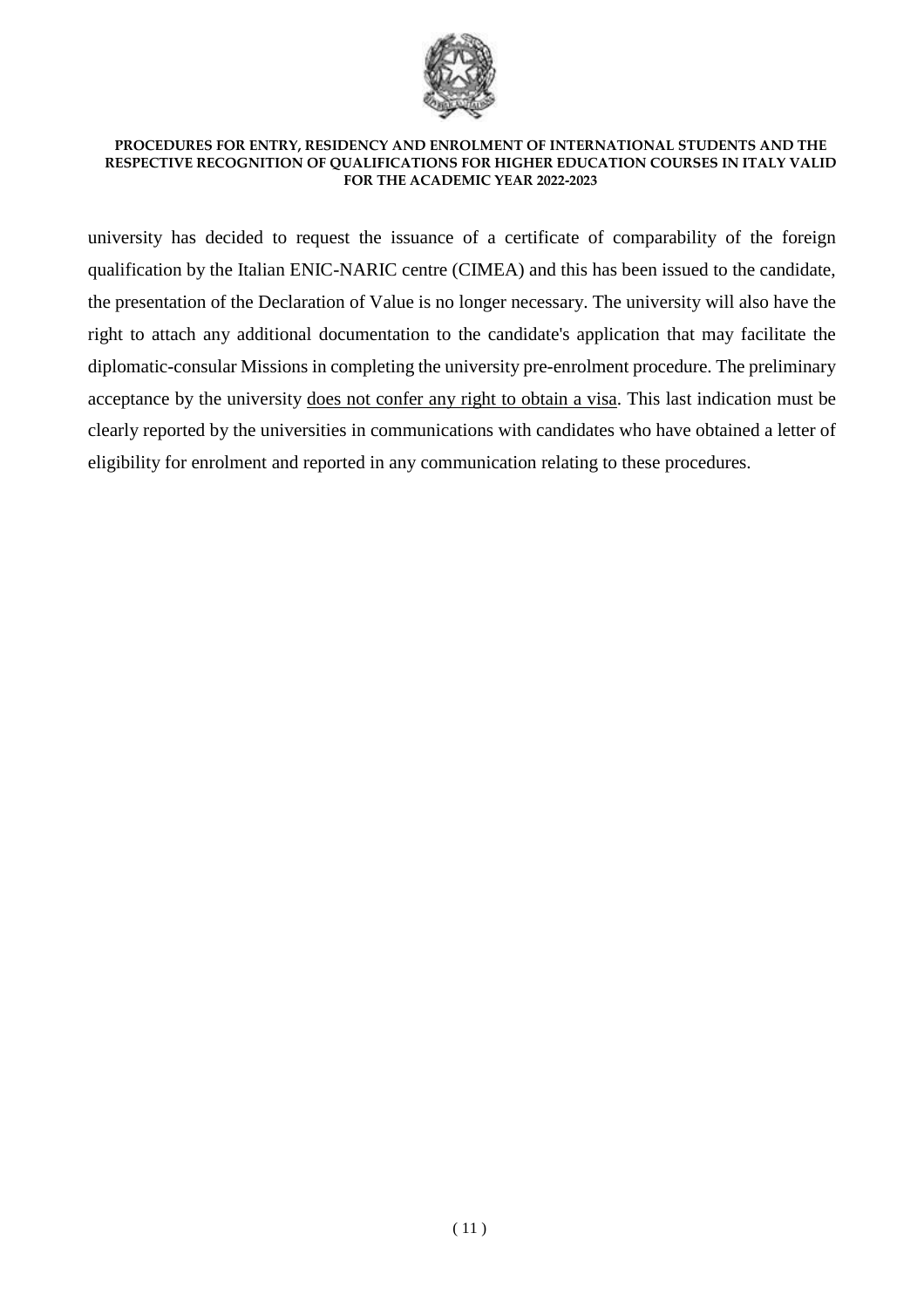university has decided to request the issuance of a certificate of comparability of the foreign qualification by the Italian ENIC-NARIC centre (CIMEA) and this has been issued to the candidate, the presentation of the Declaration of Value is no longer necessary. The university will also have the right to attach any additional documentation to the candidate's application that may facilitate the diplomatic-consular Missions in completing the university pre-enrolment procedure. The preliminary acceptance by the university <u>does not confer any right to obtain a visa</u>. This last indication must be clearly reported by the universities in communications with candidates who have obtained a letter of eligibility for enrolment and reported in any communication relating to these procedures.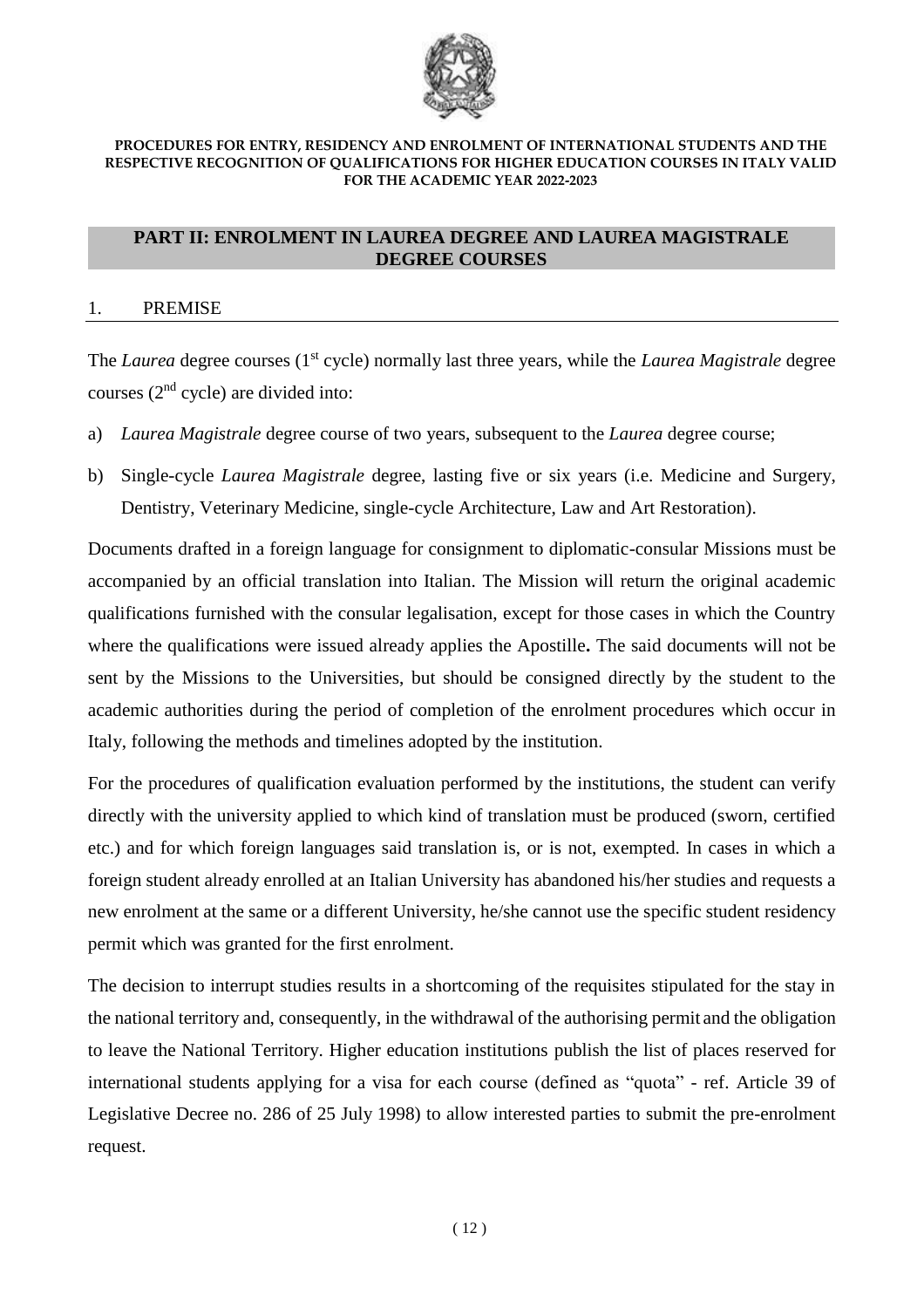**PROCEDURES FOR ENTRY, RESIDENCY AND ENROLMENT OF INTERNATIONAL STUDENTS AND THE RESPECTIVE RECOGNITION OF QUALIFICATIONS FOR HIGHER EDUCATION COURSES IN ITALY VALID FOR THE ACADEMIC YEAR 2022-2023**

# PART II: ENROLMENT IN LAUREA DEGREE AND LAUREA MAGISTRALE DEGREE COURSES

## 1. PREMISE

The *Laurea* degree courses (1st cycle) normally last three years, while the *Laurea Magistrale* degree courses (2nd cycle) are divided into:

a) *Laurea Magistrale* degree course of two years, subsequent to the *Laurea* degree course;

b) Single-cycle *Laurea Magistrale* degree, lasting five or six years (i.e. Medicine and Surgery, Dentistry, Veterinary Medicine, single-cycle Architecture, Law and Art Restoration).

Documents drafted in a foreign language for consignment to diplomatic-consular Missions must be accompanied by an official translation into Italian. The Mission will return the original academic qualifications furnished with the consular legalisation, except for those cases in which the Country where the qualifications were issued already applies the Apostille**.** The said documents will not be sent by the Missions to the Universities, but should be consigned directly by the student to the academic authorities during the period of completion of the enrolment procedures which occur in Italy, following the methods and timelines adopted by the institution.

For the procedures of qualification evaluation performed by the institutions, the student can verify directly with the university applied to which kind of translation must be produced (sworn, certified etc.) and for which foreign languages said translation is, or is not, exempted. In cases in which a foreign student already enrolled at an Italian University has abandoned his/her studies and requests a new enrolment at the same or a different University, he/she cannot use the specific student residency permit which was granted for the first enrolment.

The decision to interrupt studies results in a shortcoming of the requisites stipulated for the stay in the national territory and, consequently, in the withdrawal of the authorising permit and the obligation to leave the National Territory. Higher education institutions publish the list of places reserved for international students applying for a visa for each course (defined as "quota" - ref. Article 39 of Legislative Decree no. 286 of 25 July 1998) to allow interested parties to submit the pre-enrolment request.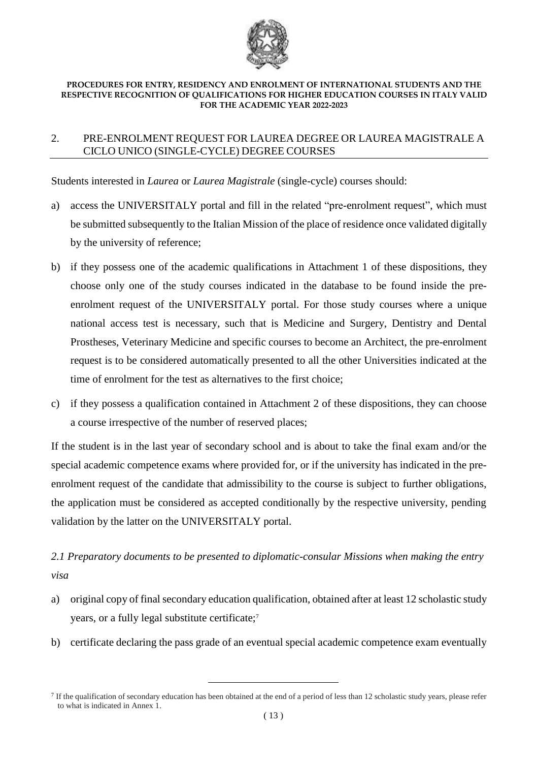## 2. PRE-ENROLMENT REQUEST FOR LAUREA DEGREE OR LAUREA MAGISTRALE A CICLO UNICO (SINGLE-CYCLE) DEGREE COURSES

Students interested in *Laurea* or *Laurea Magistrale* (single-cycle) courses should:

a) access the UNIVERSITALY portal and fill in the related "pre-enrolment request", which must be submitted subsequently to the Italian Mission of the place of residence once validated digitally by the university of reference;

b) if they possess one of the academic qualifications in Attachment 1 of these dispositions, they choose only one of the study courses indicated in the database to be found inside the pre-enrolment request of the UNIVERSITALY portal. For those study courses where a unique national access test is necessary, such that is Medicine and Surgery, Dentistry and Dental Prostheses, Veterinary Medicine and specific courses to become an Architect, the pre-enrolment request is to be considered automatically presented to all the other Universities indicated at the time of enrolment for the test as alternatives to the first choice;

c) if they possess a qualification contained in Attachment 2 of these dispositions, they can choose a course irrespective of the number of reserved places;

If the student is in the last year of secondary school and is about to take the final exam and/or the special academic competence exams where provided for, or if the university has indicated in the pre-enrolment request of the candidate that admissibility to the course is subject to further obligations, the application must be considered as accepted conditionally by the respective university, pending validation by the latter on the UNIVERSITALY portal.

### *2.1 Preparatory documents to be presented to diplomatic-consular Missions when making the entry visa*

a) original copy of final secondary education qualification, obtained after at least 12 scholastic study years, or a fully legal substitute certificate;[7]

b) certificate declaring the pass grade of an eventual special academic competence exam eventually

[7] If the qualification of secondary education has been obtained at the end of a period of less than 12 scholastic study years, please refer to what is indicated in Annex 1.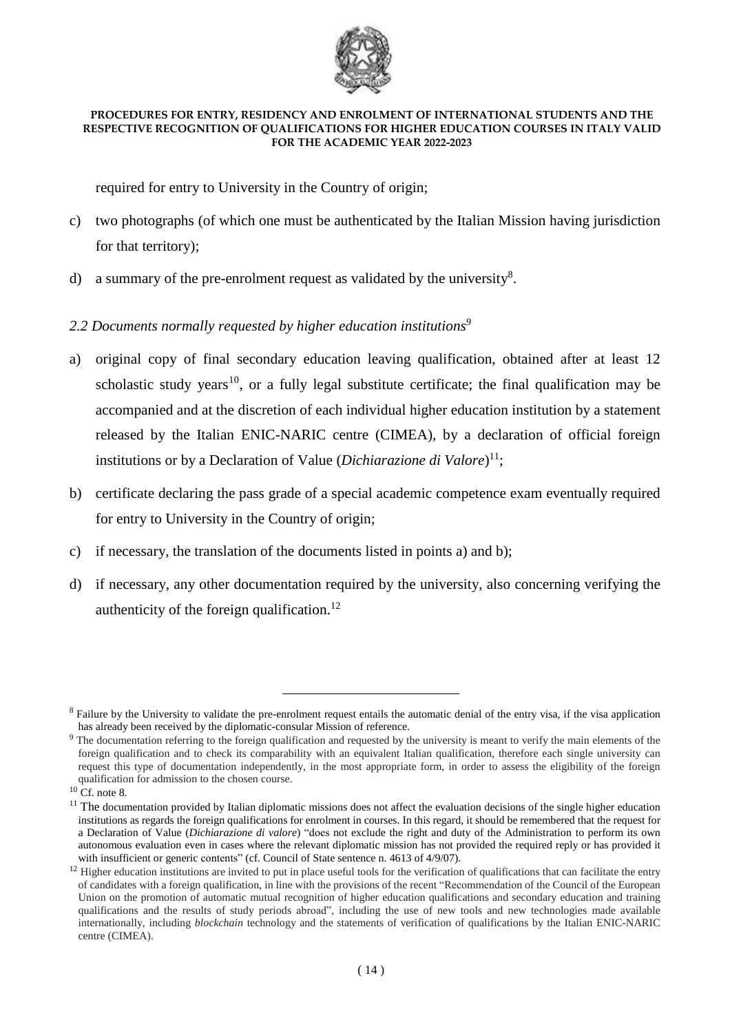required for entry to University in the Country of origin;

c) two photographs (of which one must be authenticated by the Italian Mission having jurisdiction for that territory);

d) a summary of the pre-enrolment request as validated by the university[8].

*2.2 Documents normally requested by higher education institutions[9]*

a) original copy of final secondary education leaving qualification, obtained after at least 12 scholastic study years[10], or a fully legal substitute certificate; the final qualification may be accompanied and at the discretion of each individual higher education institution by a statement released by the Italian ENIC-NARIC centre (CIMEA), by a declaration of official foreign institutions or by a Declaration of Value (*Dichiarazione di Valore*)[11];

b) certificate declaring the pass grade of a special academic competence exam eventually required for entry to University in the Country of origin;

c) if necessary, the translation of the documents listed in points a) and b);

d) if necessary, any other documentation required by the university, also concerning verifying the authenticity of the foreign qualification.[12]

---

[8] Failure by the University to validate the pre-enrolment request entails the automatic denial of the entry visa, if the visa application has already been received by the diplomatic-consular Mission of reference.

[9] The documentation referring to the foreign qualification and requested by the university is meant to verify the main elements of the foreign qualification and to check its comparability with an equivalent Italian qualification, therefore each single university can request this type of documentation independently, in the most appropriate form, in order to assess the eligibility of the foreign qualification for admission to the chosen course.

[10] Cf. note 8.

[11] The documentation provided by Italian diplomatic missions does not affect the evaluation decisions of the single higher education institutions as regards the foreign qualifications for enrolment in courses. In this regard, it should be remembered that the request for a Declaration of Value (*Dichiarazione di valore*) "does not exclude the right and duty of the Administration to perform its own autonomous evaluation even in cases where the relevant diplomatic mission has not provided the required reply or has provided it with insufficient or generic contents" (cf. Council of State sentence n. 4613 of 4/9/07).

[12] Higher education institutions are invited to put in place useful tools for the verification of qualifications that can facilitate the entry of candidates with a foreign qualification, in line with the provisions of the recent "Recommendation of the Council of the European Union on the promotion of automatic mutual recognition of higher education qualifications and secondary education and training qualifications and the results of study periods abroad", including the use of new tools and new technologies made available internationally, including *blockchain* technology and the statements of verification of qualifications by the Italian ENIC-NARIC centre (CIMEA).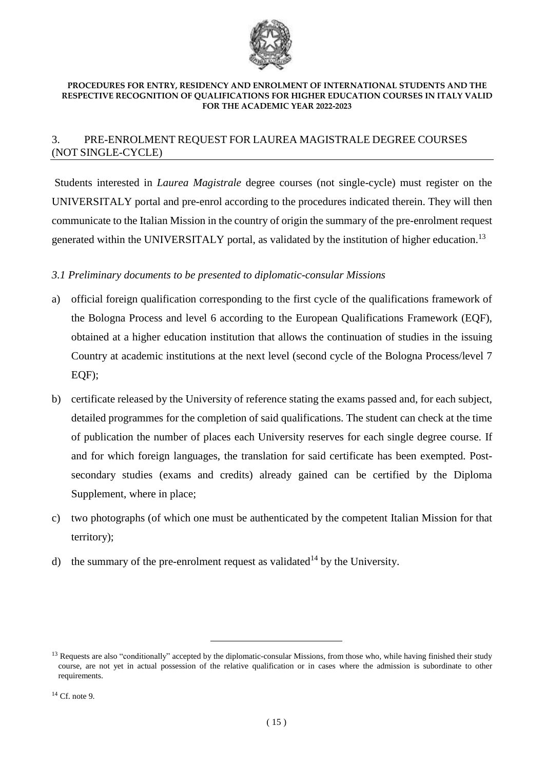## 3. PRE-ENROLMENT REQUEST FOR LAUREA MAGISTRALE DEGREE COURSES (NOT SINGLE-CYCLE)

Students interested in *Laurea Magistrale* degree courses (not single-cycle) must register on the UNIVERSITALY portal and pre-enrol according to the procedures indicated therein. They will then communicate to the Italian Mission in the country of origin the summary of the pre-enrolment request generated within the UNIVERSITALY portal, as validated by the institution of higher education.[13]

### *3.1 Preliminary documents to be presented to diplomatic-consular Missions*

a) official foreign qualification corresponding to the first cycle of the qualifications framework of the Bologna Process and level 6 according to the European Qualifications Framework (EQF), obtained at a higher education institution that allows the continuation of studies in the issuing Country at academic institutions at the next level (second cycle of the Bologna Process/level 7 EQF);

b) certificate released by the University of reference stating the exams passed and, for each subject, detailed programmes for the completion of said qualifications. The student can check at the time of publication the number of places each University reserves for each single degree course. If and for which foreign languages, the translation for said certificate has been exempted. Post-secondary studies (exams and credits) already gained can be certified by the Diploma Supplement, where in place;

c) two photographs (of which one must be authenticated by the competent Italian Mission for that territory);

d) the summary of the pre-enrolment request as validated[14] by the University.

---

[13] Requests are also "conditionally" accepted by the diplomatic-consular Missions, from those who, while having finished their study course, are not yet in actual possession of the relative qualification or in cases where the admission is subordinate to other requirements.

[14] Cf. note 9.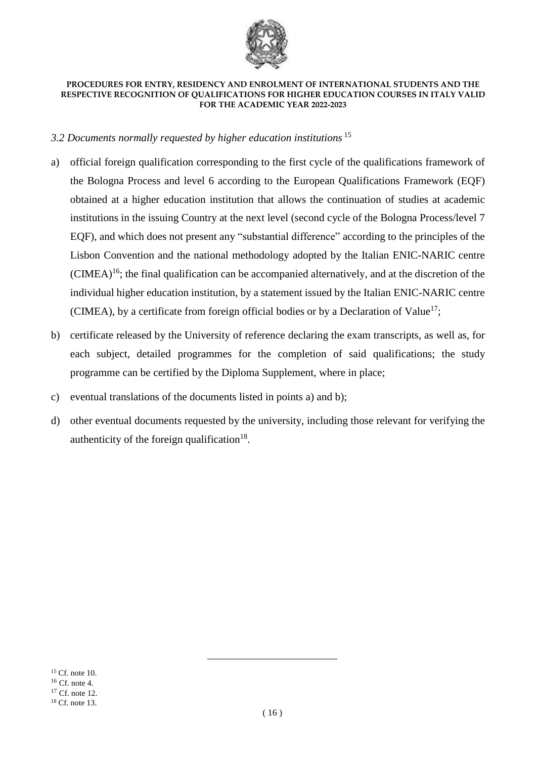### *3.2 Documents normally requested by higher education institutions* [15]

a) official foreign qualification corresponding to the first cycle of the qualifications framework of the Bologna Process and level 6 according to the European Qualifications Framework (EQF) obtained at a higher education institution that allows the continuation of studies at academic institutions in the issuing Country at the next level (second cycle of the Bologna Process/level 7 EQF), and which does not present any "substantial difference" according to the principles of the Lisbon Convention and the national methodology adopted by the Italian ENIC-NARIC centre (CIMEA)[16]; the final qualification can be accompanied alternatively, and at the discretion of the individual higher education institution, by a statement issued by the Italian ENIC-NARIC centre (CIMEA), by a certificate from foreign official bodies or by a Declaration of Value[17];

b) certificate released by the University of reference declaring the exam transcripts, as well as, for each subject, detailed programmes for the completion of said qualifications; the study programme can be certified by the Diploma Supplement, where in place;

c) eventual translations of the documents listed in points a) and b);

d) other eventual documents requested by the university, including those relevant for verifying the authenticity of the foreign qualification[18].

---

[15] Cf. note 10.
[16] Cf. note 4.
[17] Cf. note 12.
[18] Cf. note 13.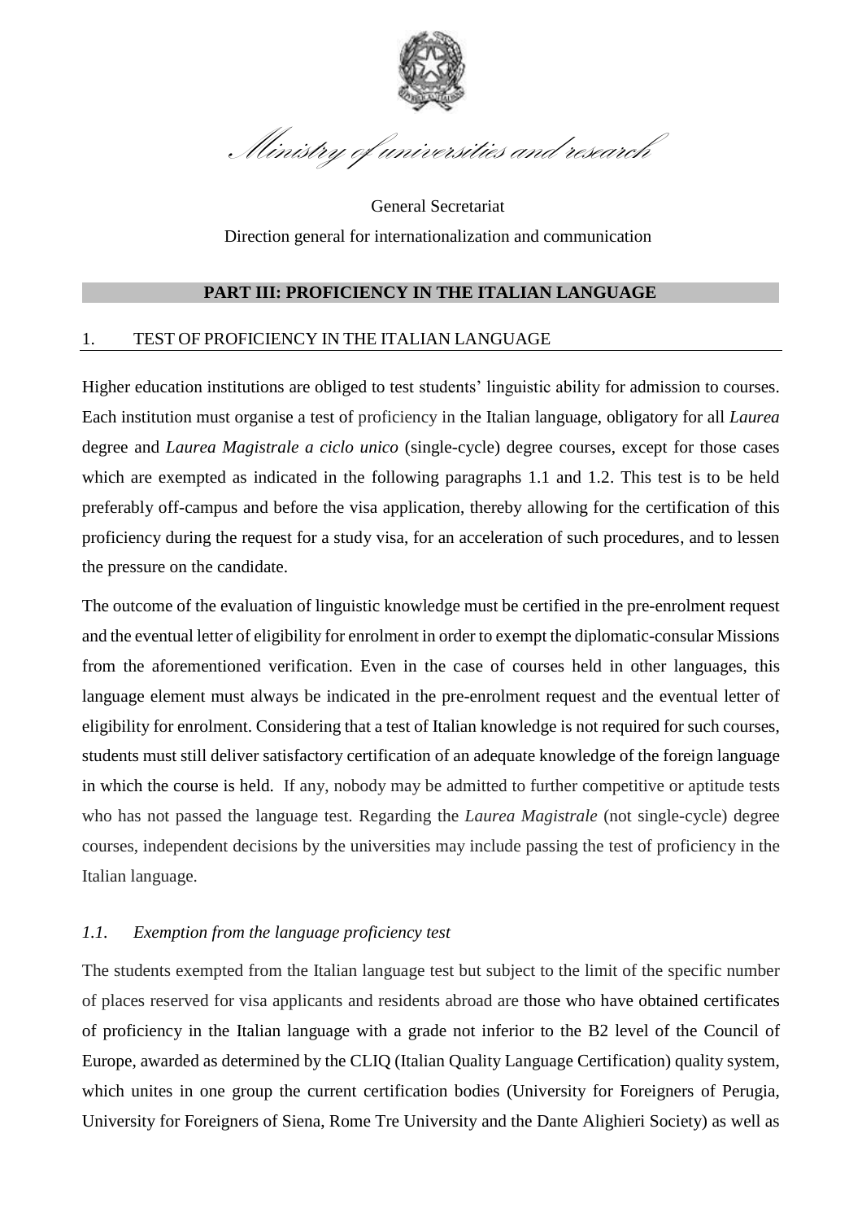*Ministry of universities and research*

General Secretariat

Direction general for internationalization and communication

## PART III: PROFICIENCY IN THE ITALIAN LANGUAGE

### 1. TEST OF PROFICIENCY IN THE ITALIAN LANGUAGE

Higher education institutions are obliged to test students' linguistic ability for admission to courses. Each institution must organise a test of proficiency in the Italian language, obligatory for all *Laurea* degree and *Laurea Magistrale a ciclo unico* (single-cycle) degree courses, except for those cases which are exempted as indicated in the following paragraphs 1.1 and 1.2. This test is to be held preferably off-campus and before the visa application, thereby allowing for the certification of this proficiency during the request for a study visa, for an acceleration of such procedures, and to lessen the pressure on the candidate.

The outcome of the evaluation of linguistic knowledge must be certified in the pre-enrolment request and the eventual letter of eligibility for enrolment in order to exempt the diplomatic-consular Missions from the aforementioned verification. Even in the case of courses held in other languages, this language element must always be indicated in the pre-enrolment request and the eventual letter of eligibility for enrolment. Considering that a test of Italian knowledge is not required for such courses, students must still deliver satisfactory certification of an adequate knowledge of the foreign language in which the course is held. If any, nobody may be admitted to further competitive or aptitude tests who has not passed the language test. Regarding the *Laurea Magistrale* (not single-cycle) degree courses, independent decisions by the universities may include passing the test of proficiency in the Italian language.

#### *1.1. Exemption from the language proficiency test*

The students exempted from the Italian language test but subject to the limit of the specific number of places reserved for visa applicants and residents abroad are those who have obtained certificates of proficiency in the Italian language with a grade not inferior to the B2 level of the Council of Europe, awarded as determined by the CLIQ (Italian Quality Language Certification) quality system, which unites in one group the current certification bodies (University for Foreigners of Perugia, University for Foreigners of Siena, Rome Tre University and the Dante Alighieri Society) as well as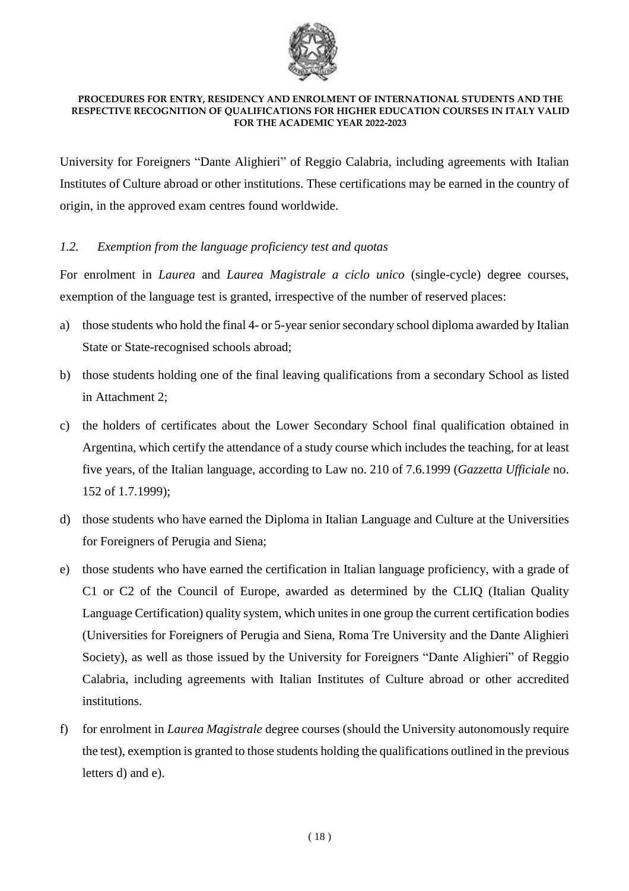University for Foreigners "Dante Alighieri" of Reggio Calabria, including agreements with Italian Institutes of Culture abroad or other institutions. These certifications may be earned in the country of origin, in the approved exam centres found worldwide.

### *1.2. Exemption from the language proficiency test and quotas*

For enrolment in *Laurea* and *Laurea Magistrale a ciclo unico* (single-cycle) degree courses, exemption of the language test is granted, irrespective of the number of reserved places:

a) those students who hold the final 4- or 5-year senior secondary school diploma awarded by Italian State or State-recognised schools abroad;

b) those students holding one of the final leaving qualifications from a secondary School as listed in Attachment 2;

c) the holders of certificates about the Lower Secondary School final qualification obtained in Argentina, which certify the attendance of a study course which includes the teaching, for at least five years, of the Italian language, according to Law no. 210 of 7.6.1999 (*Gazzetta Ufficiale* no. 152 of 1.7.1999);

d) those students who have earned the Diploma in Italian Language and Culture at the Universities for Foreigners of Perugia and Siena;

e) those students who have earned the certification in Italian language proficiency, with a grade of C1 or C2 of the Council of Europe, awarded as determined by the CLIQ (Italian Quality Language Certification) quality system, which unites in one group the current certification bodies (Universities for Foreigners of Perugia and Siena, Roma Tre University and the Dante Alighieri Society), as well as those issued by the University for Foreigners "Dante Alighieri" of Reggio Calabria, including agreements with Italian Institutes of Culture abroad or other accredited institutions.

f) for enrolment in *Laurea Magistrale* degree courses (should the University autonomously require the test), exemption is granted to those students holding the qualifications outlined in the previous letters d) and e).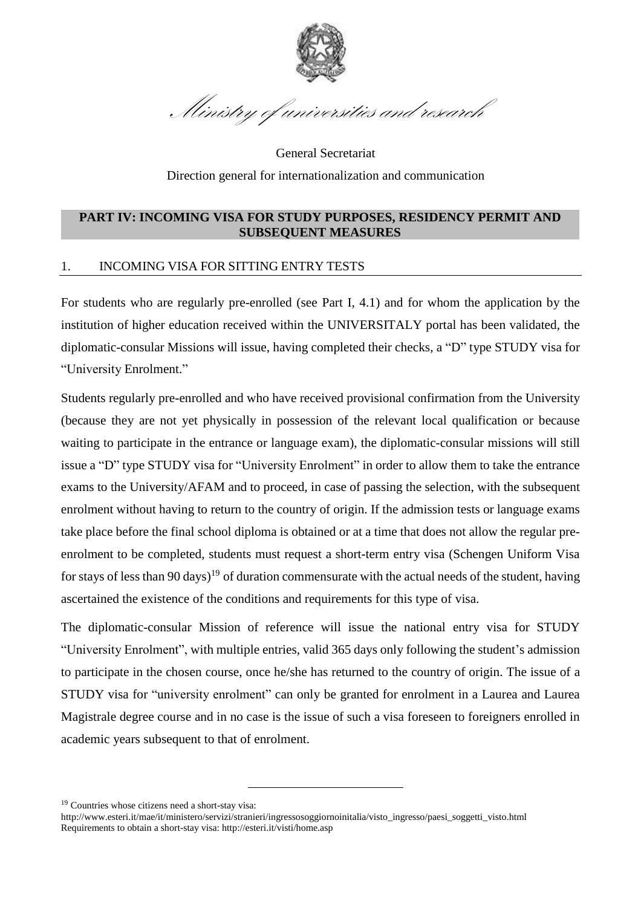Ministry of universities and research

General Secretariat

Direction general for internationalization and communication

## PART IV: INCOMING VISA FOR STUDY PURPOSES, RESIDENCY PERMIT AND SUBSEQUENT MEASURES

### 1. INCOMING VISA FOR SITTING ENTRY TESTS

For students who are regularly pre-enrolled (see Part I, 4.1) and for whom the application by the institution of higher education received within the UNIVERSITALY portal has been validated, the diplomatic-consular Missions will issue, having completed their checks, a "D" type STUDY visa for "University Enrolment."

Students regularly pre-enrolled and who have received provisional confirmation from the University (because they are not yet physically in possession of the relevant local qualification or because waiting to participate in the entrance or language exam), the diplomatic-consular missions will still issue a "D" type STUDY visa for "University Enrolment" in order to allow them to take the entrance exams to the University/AFAM and to proceed, in case of passing the selection, with the subsequent enrolment without having to return to the country of origin. If the admission tests or language exams take place before the final school diploma is obtained or at a time that does not allow the regular pre-enrolment to be completed, students must request a short-term entry visa (Schengen Uniform Visa for stays of less than 90 days)[19] of duration commensurate with the actual needs of the student, having ascertained the existence of the conditions and requirements for this type of visa.

The diplomatic-consular Mission of reference will issue the national entry visa for STUDY "University Enrolment", with multiple entries, valid 365 days only following the student's admission to participate in the chosen course, once he/she has returned to the country of origin. The issue of a STUDY visa for "university enrolment" can only be granted for enrolment in a Laurea and Laurea Magistrale degree course and in no case is the issue of such a visa foreseen to foreigners enrolled in academic years subsequent to that of enrolment.

---

[19] Countries whose citizens need a short-stay visa:
http://www.esteri.it/mae/it/ministero/servizi/stranieri/ingressosoggiornoinitalia/visto_ingresso/paesi_soggetti_visto.html
Requirements to obtain a short-stay visa: http://esteri.it/visti/home.asp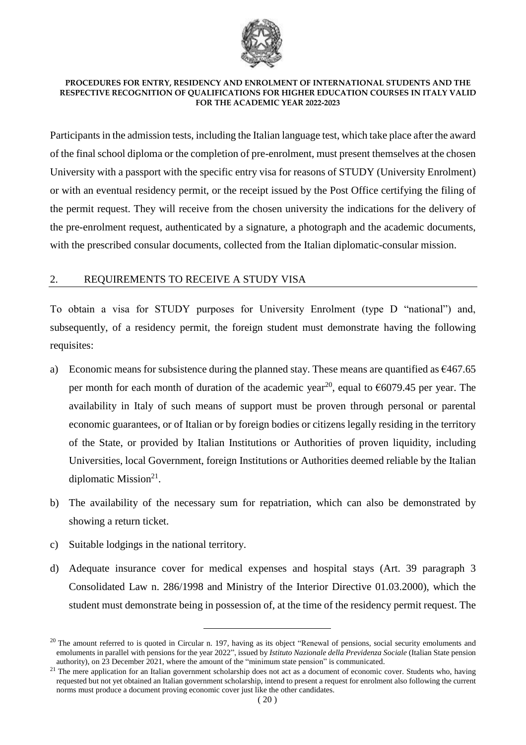Participants in the admission tests, including the Italian language test, which take place after the award of the final school diploma or the completion of pre-enrolment, must present themselves at the chosen University with a passport with the specific entry visa for reasons of STUDY (University Enrolment) or with an eventual residency permit, or the receipt issued by the Post Office certifying the filing of the permit request. They will receive from the chosen university the indications for the delivery of the pre-enrolment request, authenticated by a signature, a photograph and the academic documents, with the prescribed consular documents, collected from the Italian diplomatic-consular mission.

## 2. REQUIREMENTS TO RECEIVE A STUDY VISA

To obtain a visa for STUDY purposes for University Enrolment (type D "national") and, subsequently, of a residency permit, the foreign student must demonstrate having the following requisites:

a) Economic means for subsistence during the planned stay. These means are quantified as €467.65 per month for each month of duration of the academic year[20], equal to €6079.45 per year. The availability in Italy of such means of support must be proven through personal or parental economic guarantees, or of Italian or by foreign bodies or citizens legally residing in the territory of the State, or provided by Italian Institutions or Authorities of proven liquidity, including Universities, local Government, foreign Institutions or Authorities deemed reliable by the Italian diplomatic Mission[21].

b) The availability of the necessary sum for repatriation, which can also be demonstrated by showing a return ticket.

c) Suitable lodgings in the national territory.

d) Adequate insurance cover for medical expenses and hospital stays (Art. 39 paragraph 3 Consolidated Law n. 286/1998 and Ministry of the Interior Directive 01.03.2000), which the student must demonstrate being in possession of, at the time of the residency permit request. The

---

[20] The amount referred to is quoted in Circular n. 197, having as its object "Renewal of pensions, social security emoluments and emoluments in parallel with pensions for the year 2022", issued by *Istituto Nazionale della Previdenza Sociale* (Italian State pension authority), on 23 December 2021, where the amount of the "minimum state pension" is communicated.

[21] The mere application for an Italian government scholarship does not act as a document of economic cover. Students who, having requested but not yet obtained an Italian government scholarship, intend to present a request for enrolment also following the current norms must produce a document proving economic cover just like the other candidates.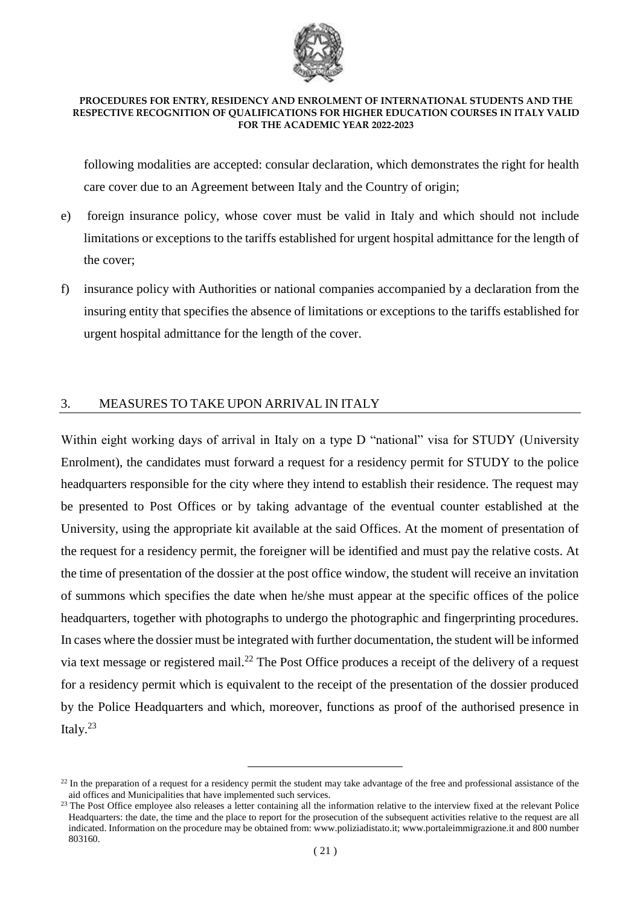following modalities are accepted: consular declaration, which demonstrates the right for health care cover due to an Agreement between Italy and the Country of origin;

e) foreign insurance policy, whose cover must be valid in Italy and which should not include limitations or exceptions to the tariffs established for urgent hospital admittance for the length of the cover;

f) insurance policy with Authorities or national companies accompanied by a declaration from the insuring entity that specifies the absence of limitations or exceptions to the tariffs established for urgent hospital admittance for the length of the cover.

## 3. MEASURES TO TAKE UPON ARRIVAL IN ITALY

Within eight working days of arrival in Italy on a type D "national" visa for STUDY (University Enrolment), the candidates must forward a request for a residency permit for STUDY to the police headquarters responsible for the city where they intend to establish their residence. The request may be presented to Post Offices or by taking advantage of the eventual counter established at the University, using the appropriate kit available at the said Offices. At the moment of presentation of the request for a residency permit, the foreigner will be identified and must pay the relative costs. At the time of presentation of the dossier at the post office window, the student will receive an invitation of summons which specifies the date when he/she must appear at the specific offices of the police headquarters, together with photographs to undergo the photographic and fingerprinting procedures. In cases where the dossier must be integrated with further documentation, the student will be informed via text message or registered mail.[22] The Post Office produces a receipt of the delivery of a request for a residency permit which is equivalent to the receipt of the presentation of the dossier produced by the Police Headquarters and which, moreover, functions as proof of the authorised presence in Italy.[23]

---

[22] In the preparation of a request for a residency permit the student may take advantage of the free and professional assistance of the aid offices and Municipalities that have implemented such services.

[23] The Post Office employee also releases a letter containing all the information relative to the interview fixed at the relevant Police Headquarters: the date, the time and the place to report for the prosecution of the subsequent activities relative to the request are all indicated. Information on the procedure may be obtained from: www.poliziadistato.it; www.portaleimmigrazione.it and 800 number 803160.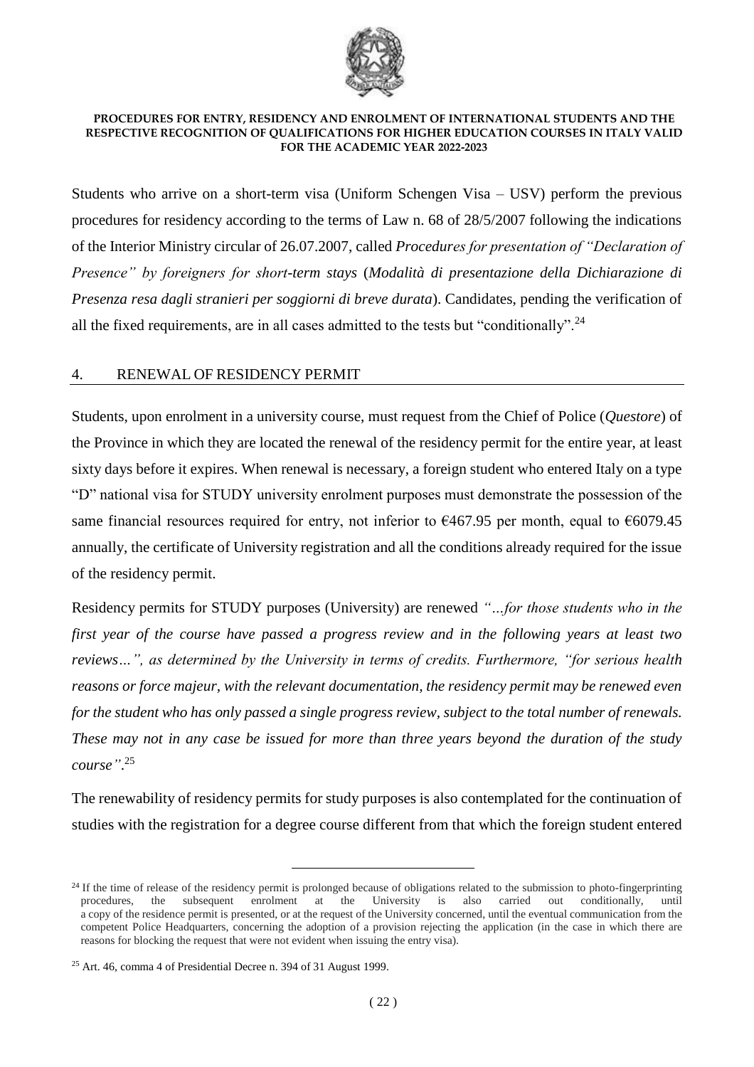Students who arrive on a short-term visa (Uniform Schengen Visa – USV) perform the previous procedures for residency according to the terms of Law n. 68 of 28/5/2007 following the indications of the Interior Ministry circular of 26.07.2007, called *Procedures for presentation of "Declaration of Presence" by foreigners for short-term stays* (*Modalità di presentazione della Dichiarazione di Presenza resa dagli stranieri per soggiorni di breve durata*). Candidates, pending the verification of all the fixed requirements, are in all cases admitted to the tests but "conditionally".[24]

## 4. RENEWAL OF RESIDENCY PERMIT

Students, upon enrolment in a university course, must request from the Chief of Police (*Questore*) of the Province in which they are located the renewal of the residency permit for the entire year, at least sixty days before it expires. When renewal is necessary, a foreign student who entered Italy on a type "D" national visa for STUDY university enrolment purposes must demonstrate the possession of the same financial resources required for entry, not inferior to €467.95 per month, equal to €6079.45 annually, the certificate of University registration and all the conditions already required for the issue of the residency permit.

Residency permits for STUDY purposes (University) are renewed *"…for those students who in the first year of the course have passed a progress review and in the following years at least two reviews…", as determined by the University in terms of credits. Furthermore, "for serious health reasons or force majeur, with the relevant documentation, the residency permit may be renewed even for the student who has only passed a single progress review, subject to the total number of renewals. These may not in any case be issued for more than three years beyond the duration of the study course".*[25]

The renewability of residency permits for study purposes is also contemplated for the continuation of studies with the registration for a degree course different from that which the foreign student entered

---

[24] If the time of release of the residency permit is prolonged because of obligations related to the submission to photo-fingerprinting procedures, the subsequent enrolment at the University is also carried out conditionally, until a copy of the residence permit is presented, or at the request of the University concerned, until the eventual communication from the competent Police Headquarters, concerning the adoption of a provision rejecting the application (in the case in which there are reasons for blocking the request that were not evident when issuing the entry visa).

[25] Art. 46, comma 4 of Presidential Decree n. 394 of 31 August 1999.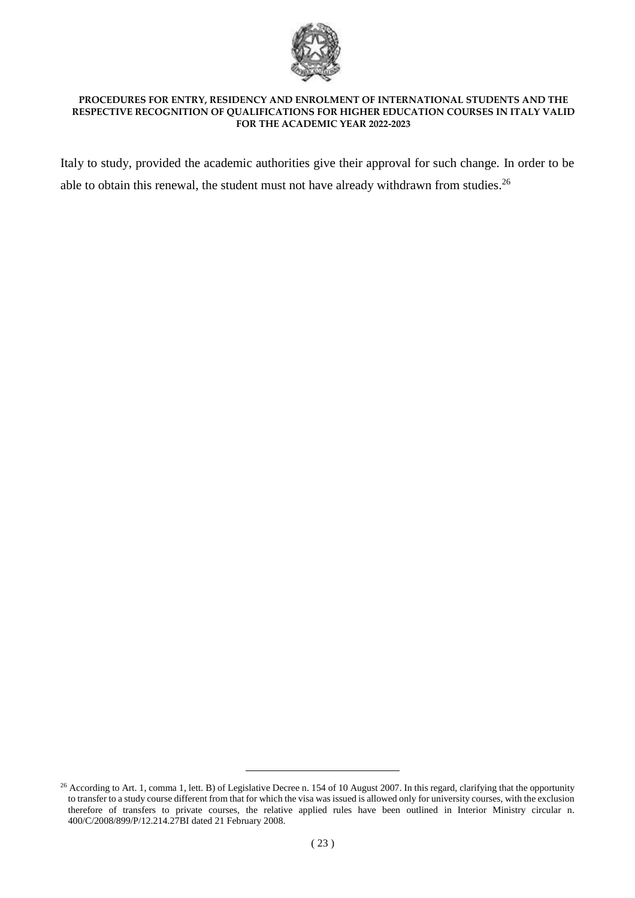Italy to study, provided the academic authorities give their approval for such change. In order to be able to obtain this renewal, the student must not have already withdrawn from studies.[26]

[26] According to Art. 1, comma 1, lett. B) of Legislative Decree n. 154 of 10 August 2007. In this regard, clarifying that the opportunity to transfer to a study course different from that for which the visa was issued is allowed only for university courses, with the exclusion therefore of transfers to private courses, the relative applied rules have been outlined in Interior Ministry circular n. 400/C/2008/899/P/12.214.27BI dated 21 February 2008.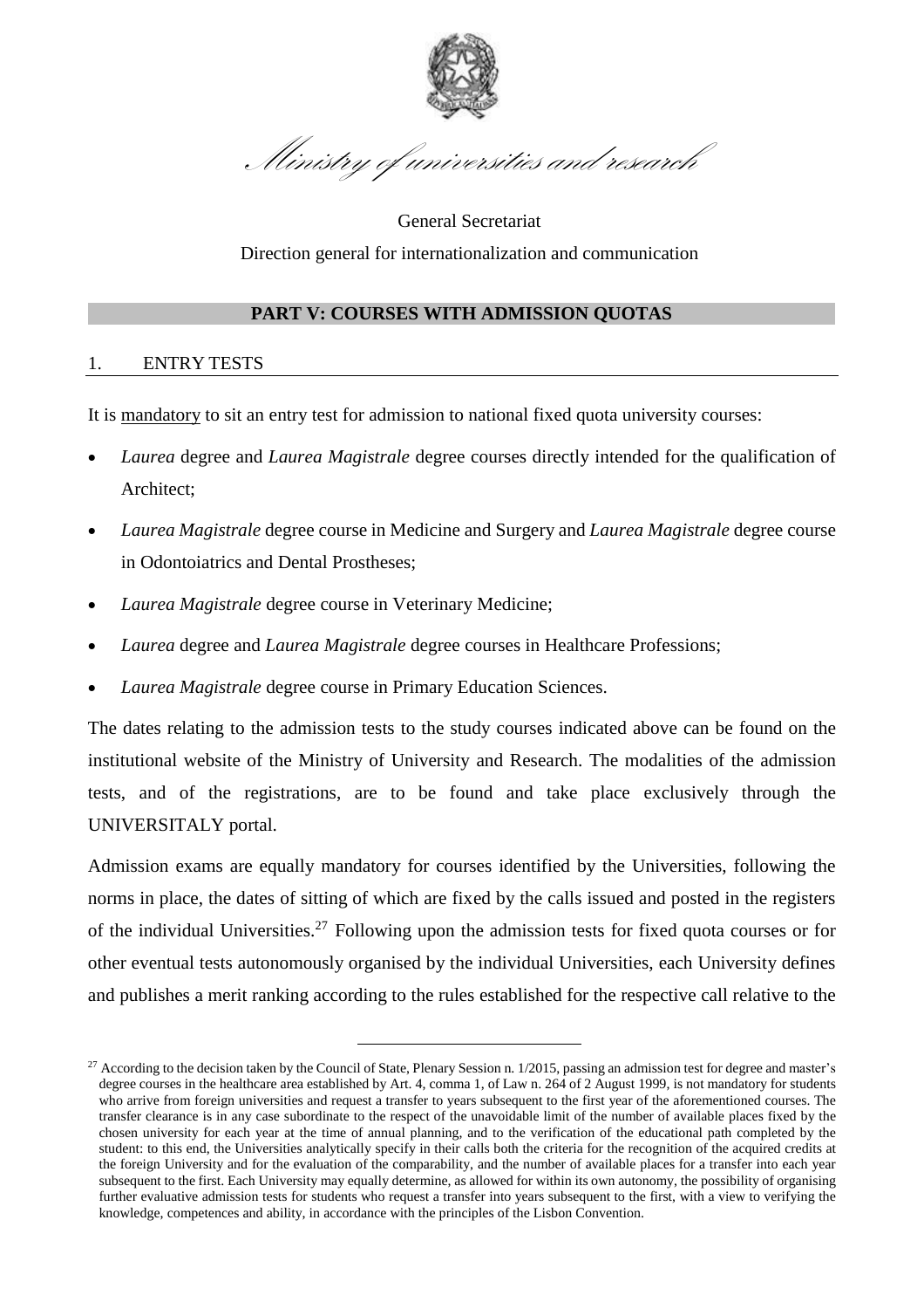Ministry of universities and research

General Secretariat

Direction general for internationalization and communication

## PART V: COURSES WITH ADMISSION QUOTAS

### 1. ENTRY TESTS

It is mandatory to sit an entry test for admission to national fixed quota university courses:

- *Laurea* degree and *Laurea Magistrale* degree courses directly intended for the qualification of Architect;
- *Laurea Magistrale* degree course in Medicine and Surgery and *Laurea Magistrale* degree course in Odontoiatrics and Dental Prostheses;
- *Laurea Magistrale* degree course in Veterinary Medicine;
- *Laurea* degree and *Laurea Magistrale* degree courses in Healthcare Professions;
- *Laurea Magistrale* degree course in Primary Education Sciences.

The dates relating to the admission tests to the study courses indicated above can be found on the institutional website of the Ministry of University and Research. The modalities of the admission tests, and of the registrations, are to be found and take place exclusively through the UNIVERSITALY portal.

Admission exams are equally mandatory for courses identified by the Universities, following the norms in place, the dates of sitting of which are fixed by the calls issued and posted in the registers of the individual Universities.[27] Following upon the admission tests for fixed quota courses or for other eventual tests autonomously organised by the individual Universities, each University defines and publishes a merit ranking according to the rules established for the respective call relative to the

[27] According to the decision taken by the Council of State, Plenary Session n. 1/2015, passing an admission test for degree and master's degree courses in the healthcare area established by Art. 4, comma 1, of Law n. 264 of 2 August 1999, is not mandatory for students who arrive from foreign universities and request a transfer to years subsequent to the first year of the aforementioned courses. The transfer clearance is in any case subordinate to the respect of the unavoidable limit of the number of available places fixed by the chosen university for each year at the time of annual planning, and to the verification of the educational path completed by the student: to this end, the Universities analytically specify in their calls both the criteria for the recognition of the acquired credits at the foreign University and for the evaluation of the comparability, and the number of available places for a transfer into each year subsequent to the first. Each University may equally determine, as allowed for within its own autonomy, the possibility of organising further evaluative admission tests for students who request a transfer into years subsequent to the first, with a view to verifying the knowledge, competences and ability, in accordance with the principles of the Lisbon Convention.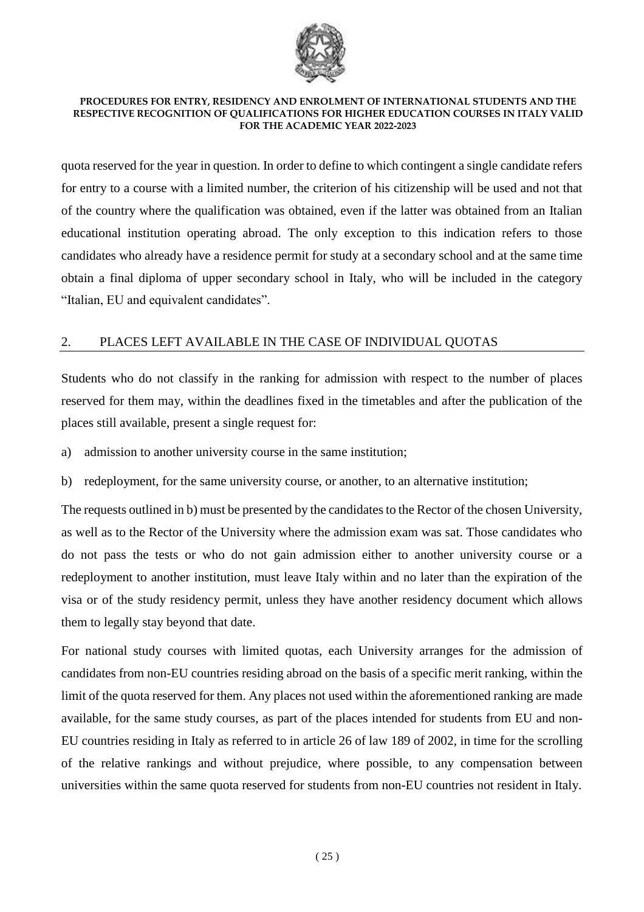quota reserved for the year in question. In order to define to which contingent a single candidate refers for entry to a course with a limited number, the criterion of his citizenship will be used and not that of the country where the qualification was obtained, even if the latter was obtained from an Italian educational institution operating abroad. The only exception to this indication refers to those candidates who already have a residence permit for study at a secondary school and at the same time obtain a final diploma of upper secondary school in Italy, who will be included in the category "Italian, EU and equivalent candidates".

## 2. PLACES LEFT AVAILABLE IN THE CASE OF INDIVIDUAL QUOTAS

Students who do not classify in the ranking for admission with respect to the number of places reserved for them may, within the deadlines fixed in the timetables and after the publication of the places still available, present a single request for:

a) admission to another university course in the same institution;

b) redeployment, for the same university course, or another, to an alternative institution;

The requests outlined in b) must be presented by the candidates to the Rector of the chosen University, as well as to the Rector of the University where the admission exam was sat. Those candidates who do not pass the tests or who do not gain admission either to another university course or a redeployment to another institution, must leave Italy within and no later than the expiration of the visa or of the study residency permit, unless they have another residency document which allows them to legally stay beyond that date.

For national study courses with limited quotas, each University arranges for the admission of candidates from non-EU countries residing abroad on the basis of a specific merit ranking, within the limit of the quota reserved for them. Any places not used within the aforementioned ranking are made available, for the same study courses, as part of the places intended for students from EU and non-EU countries residing in Italy as referred to in article 26 of law 189 of 2002, in time for the scrolling of the relative rankings and without prejudice, where possible, to any compensation between universities within the same quota reserved for students from non-EU countries not resident in Italy.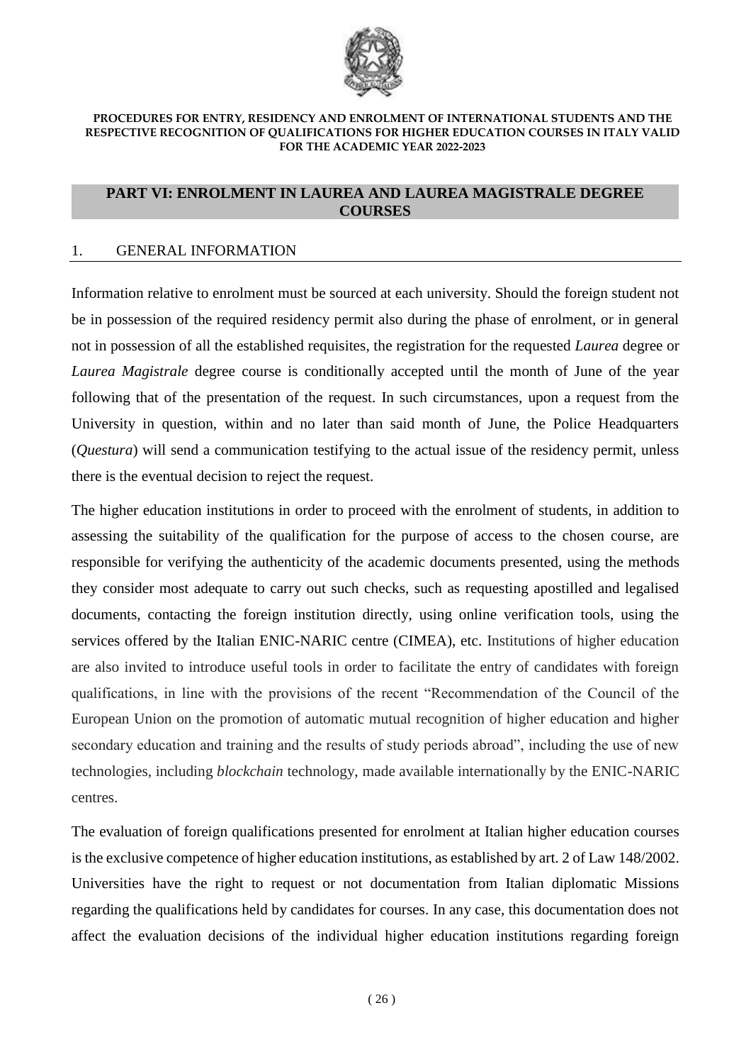## PART VI: ENROLMENT IN LAUREA AND LAUREA MAGISTRALE DEGREE COURSES

### 1. GENERAL INFORMATION

Information relative to enrolment must be sourced at each university. Should the foreign student not be in possession of the required residency permit also during the phase of enrolment, or in general not in possession of all the established requisites, the registration for the requested *Laurea* degree or *Laurea Magistrale* degree course is conditionally accepted until the month of June of the year following that of the presentation of the request. In such circumstances, upon a request from the University in question, within and no later than said month of June, the Police Headquarters (*Questura*) will send a communication testifying to the actual issue of the residency permit, unless there is the eventual decision to reject the request.

The higher education institutions in order to proceed with the enrolment of students, in addition to assessing the suitability of the qualification for the purpose of access to the chosen course, are responsible for verifying the authenticity of the academic documents presented, using the methods they consider most adequate to carry out such checks, such as requesting apostilled and legalised documents, contacting the foreign institution directly, using online verification tools, using the services offered by the Italian ENIC-NARIC centre (CIMEA), etc. Institutions of higher education are also invited to introduce useful tools in order to facilitate the entry of candidates with foreign qualifications, in line with the provisions of the recent "Recommendation of the Council of the European Union on the promotion of automatic mutual recognition of higher education and higher secondary education and training and the results of study periods abroad", including the use of new technologies, including *blockchain* technology, made available internationally by the ENIC-NARIC centres.

The evaluation of foreign qualifications presented for enrolment at Italian higher education courses is the exclusive competence of higher education institutions, as established by art. 2 of Law 148/2002. Universities have the right to request or not documentation from Italian diplomatic Missions regarding the qualifications held by candidates for courses. In any case, this documentation does not affect the evaluation decisions of the individual higher education institutions regarding foreign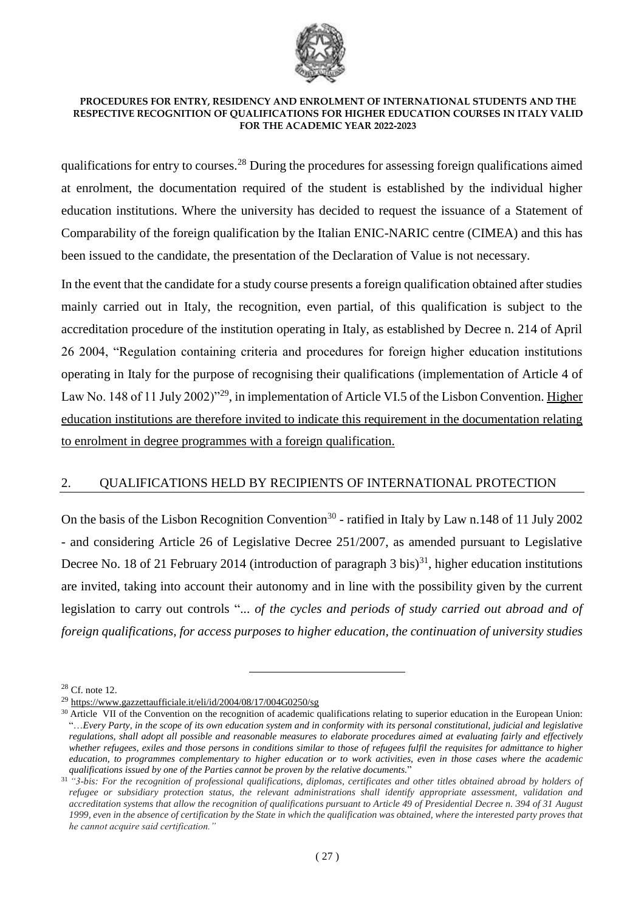qualifications for entry to courses.[28] During the procedures for assessing foreign qualifications aimed at enrolment, the documentation required of the student is established by the individual higher education institutions. Where the university has decided to request the issuance of a Statement of Comparability of the foreign qualification by the Italian ENIC-NARIC centre (CIMEA) and this has been issued to the candidate, the presentation of the Declaration of Value is not necessary.

In the event that the candidate for a study course presents a foreign qualification obtained after studies mainly carried out in Italy, the recognition, even partial, of this qualification is subject to the accreditation procedure of the institution operating in Italy, as established by Decree n. 214 of April 26 2004, "Regulation containing criteria and procedures for foreign higher education institutions operating in Italy for the purpose of recognising their qualifications (implementation of Article 4 of Law No. 148 of 11 July 2002)"[29], in implementation of Article VI.5 of the Lisbon Convention. <u>Higher education institutions are therefore invited to indicate this requirement in the documentation relating to enrolment in degree programmes with a foreign qualification.</u>

## 2. QUALIFICATIONS HELD BY RECIPIENTS OF INTERNATIONAL PROTECTION

On the basis of the Lisbon Recognition Convention[30] - ratified in Italy by Law n.148 of 11 July 2002 - and considering Article 26 of Legislative Decree 251/2007, as amended pursuant to Legislative Decree No. 18 of 21 February 2014 (introduction of paragraph 3 bis)[31], higher education institutions are invited, taking into account their autonomy and in line with the possibility given by the current legislation to carry out controls "*... of the cycles and periods of study carried out abroad and of foreign qualifications, for access purposes to higher education, the continuation of university studies*

---

[28] Cf. note 12.

[29] https://www.gazzettaufficiale.it/eli/id/2004/08/17/004G0250/sg

[30] Article VII of the Convention on the recognition of academic qualifications relating to superior education in the European Union: "*…Every Party, in the scope of its own education system and in conformity with its personal constitutional, judicial and legislative regulations, shall adopt all possible and reasonable measures to elaborate procedures aimed at evaluating fairly and effectively whether refugees, exiles and those persons in conditions similar to those of refugees fulfil the requisites for admittance to higher education, to programmes complementary to higher education or to work activities, even in those cases where the academic qualifications issued by one of the Parties cannot be proven by the relative documents.*"

[31] *"3-bis: For the recognition of professional qualifications, diplomas, certificates and other titles obtained abroad by holders of refugee or subsidiary protection status, the relevant administrations shall identify appropriate assessment, validation and accreditation systems that allow the recognition of qualifications pursuant to Article 49 of Presidential Decree n. 394 of 31 August 1999, even in the absence of certification by the State in which the qualification was obtained, where the interested party proves that he cannot acquire said certification."*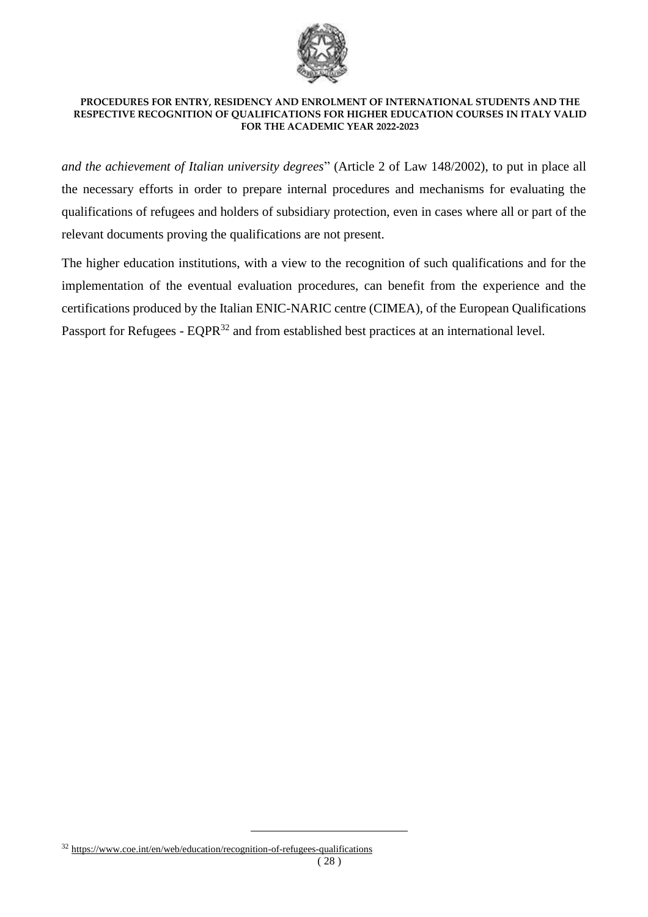*and the achievement of Italian university degrees*" (Article 2 of Law 148/2002), to put in place all the necessary efforts in order to prepare internal procedures and mechanisms for evaluating the qualifications of refugees and holders of subsidiary protection, even in cases where all or part of the relevant documents proving the qualifications are not present.

The higher education institutions, with a view to the recognition of such qualifications and for the implementation of the eventual evaluation procedures, can benefit from the experience and the certifications produced by the Italian ENIC-NARIC centre (CIMEA), of the European Qualifications Passport for Refugees - EQPR[32] and from established best practices at an international level.

[32] https://www.coe.int/en/web/education/recognition-of-refugees-qualifications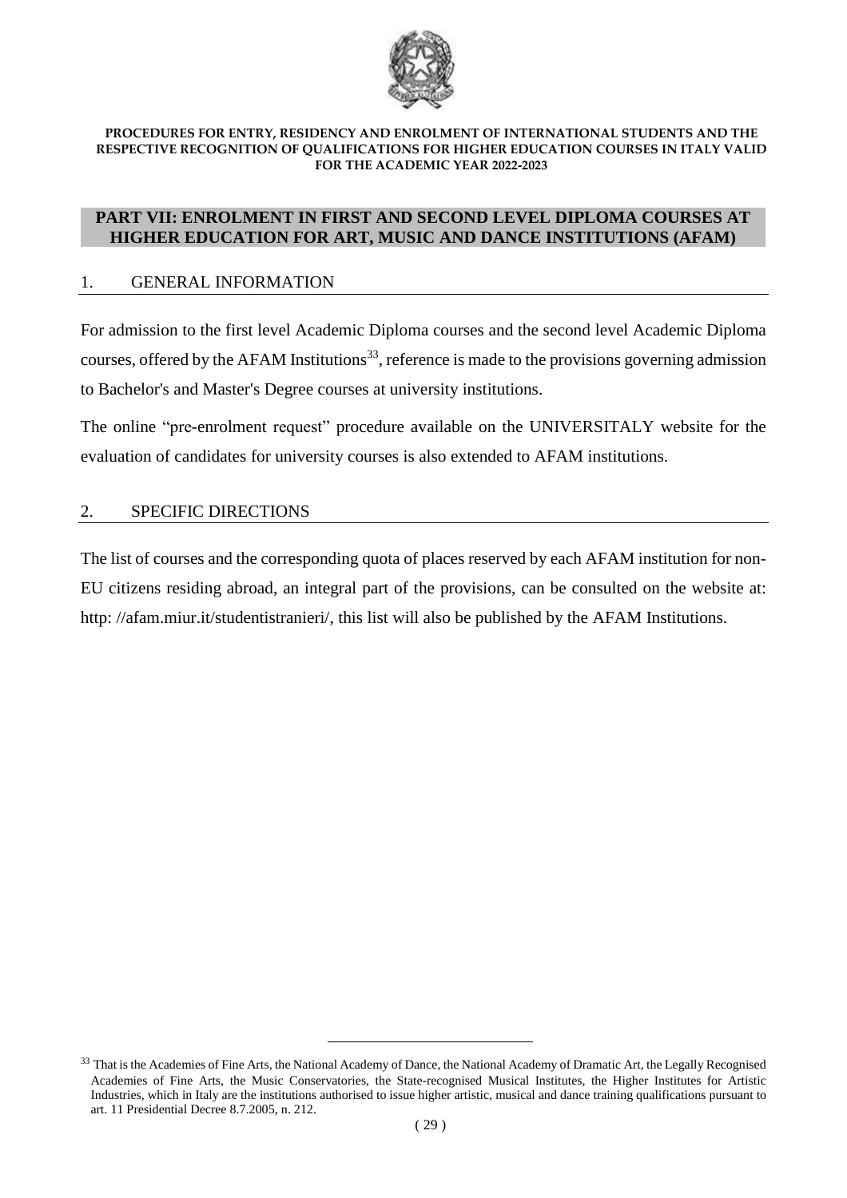## PART VII: ENROLMENT IN FIRST AND SECOND LEVEL DIPLOMA COURSES AT HIGHER EDUCATION FOR ART, MUSIC AND DANCE INSTITUTIONS (AFAM)

### 1. GENERAL INFORMATION

For admission to the first level Academic Diploma courses and the second level Academic Diploma courses, offered by the AFAM Institutions[33], reference is made to the provisions governing admission to Bachelor's and Master's Degree courses at university institutions.

The online "pre-enrolment request" procedure available on the UNIVERSITALY website for the evaluation of candidates for university courses is also extended to AFAM institutions.

### 2. SPECIFIC DIRECTIONS

The list of courses and the corresponding quota of places reserved by each AFAM institution for non-EU citizens residing abroad, an integral part of the provisions, can be consulted on the website at: http: //afam.miur.it/studentistranieri/, this list will also be published by the AFAM Institutions.

---

[33] That is the Academies of Fine Arts, the National Academy of Dance, the National Academy of Dramatic Art, the Legally Recognised Academies of Fine Arts, the Music Conservatories, the State-recognised Musical Institutes, the Higher Institutes for Artistic Industries, which in Italy are the institutions authorised to issue higher artistic, musical and dance training qualifications pursuant to art. 11 Presidential Decree 8.7.2005, n. 212.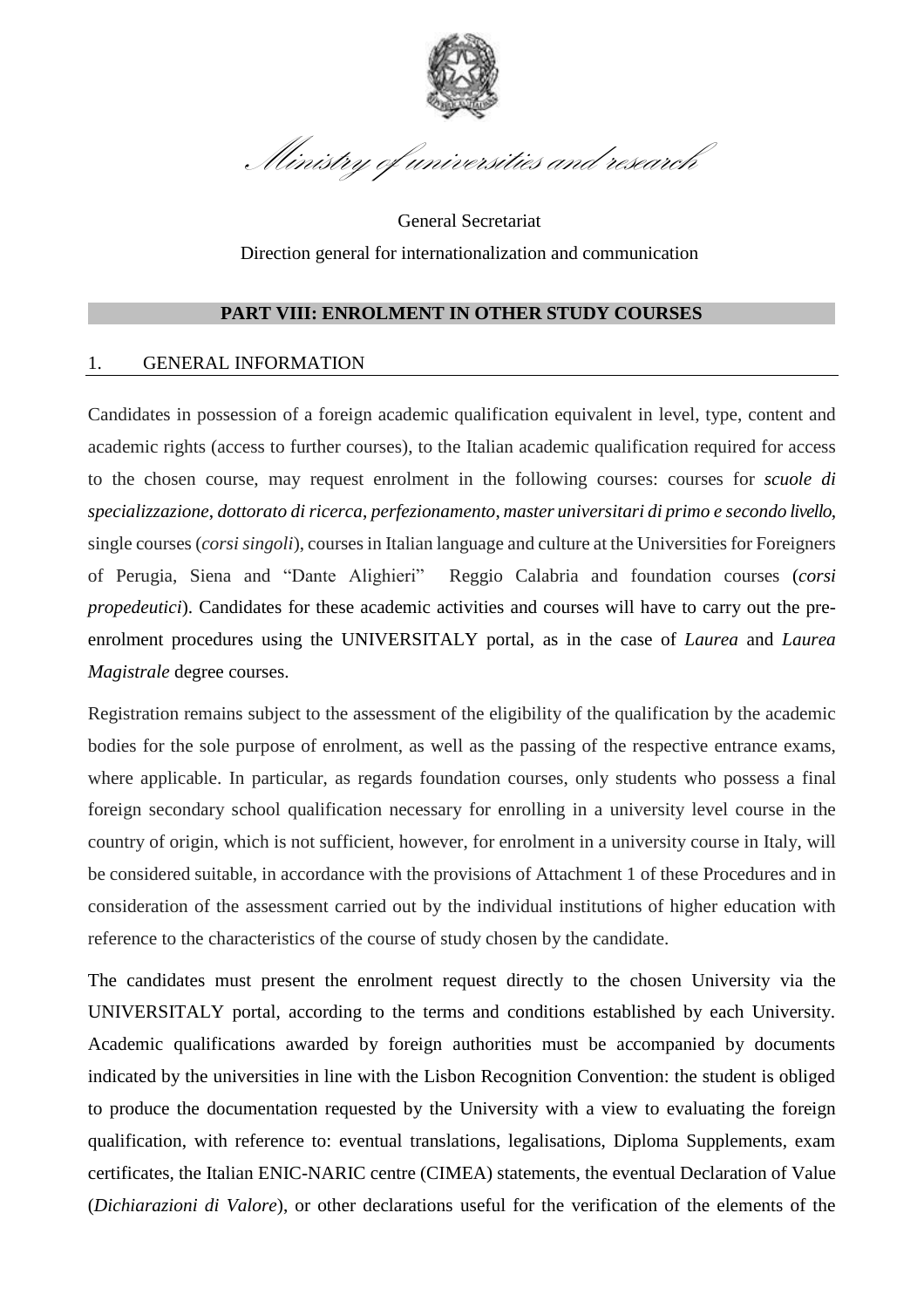*Ministry of universities and research*

General Secretariat

Direction general for internationalization and communication

## PART VIII: ENROLMENT IN OTHER STUDY COURSES

### 1. GENERAL INFORMATION

Candidates in possession of a foreign academic qualification equivalent in level, type, content and academic rights (access to further courses), to the Italian academic qualification required for access to the chosen course, may request enrolment in the following courses: courses for ***scuole di specializzazione***, ***dottorato di ricerca***, ***perfezionamento***, ***master universitari di primo e secondo livello***, single courses (*corsi singoli*), courses in Italian language and culture at the Universities for Foreigners of Perugia, Siena and "Dante Alighieri" Reggio Calabria and foundation courses (*corsi propedeutici*). Candidates for these academic activities and courses will have to carry out the pre-enrolment procedures using the UNIVERSITALY portal, as in the case of *Laurea* and *Laurea Magistrale* degree courses.

Registration remains subject to the assessment of the eligibility of the qualification by the academic bodies for the sole purpose of enrolment, as well as the passing of the respective entrance exams, where applicable. In particular, as regards foundation courses, only students who possess a final foreign secondary school qualification necessary for enrolling in a university level course in the country of origin, which is not sufficient, however, for enrolment in a university course in Italy, will be considered suitable, in accordance with the provisions of Attachment 1 of these Procedures and in consideration of the assessment carried out by the individual institutions of higher education with reference to the characteristics of the course of study chosen by the candidate.

The candidates must present the enrolment request directly to the chosen University via the UNIVERSITALY portal, according to the terms and conditions established by each University. Academic qualifications awarded by foreign authorities must be accompanied by documents indicated by the universities in line with the Lisbon Recognition Convention: the student is obliged to produce the documentation requested by the University with a view to evaluating the foreign qualification, with reference to: eventual translations, legalisations, Diploma Supplements, exam certificates, the Italian ENIC-NARIC centre (CIMEA) statements, the eventual Declaration of Value (*Dichiarazioni di Valore*), or other declarations useful for the verification of the elements of the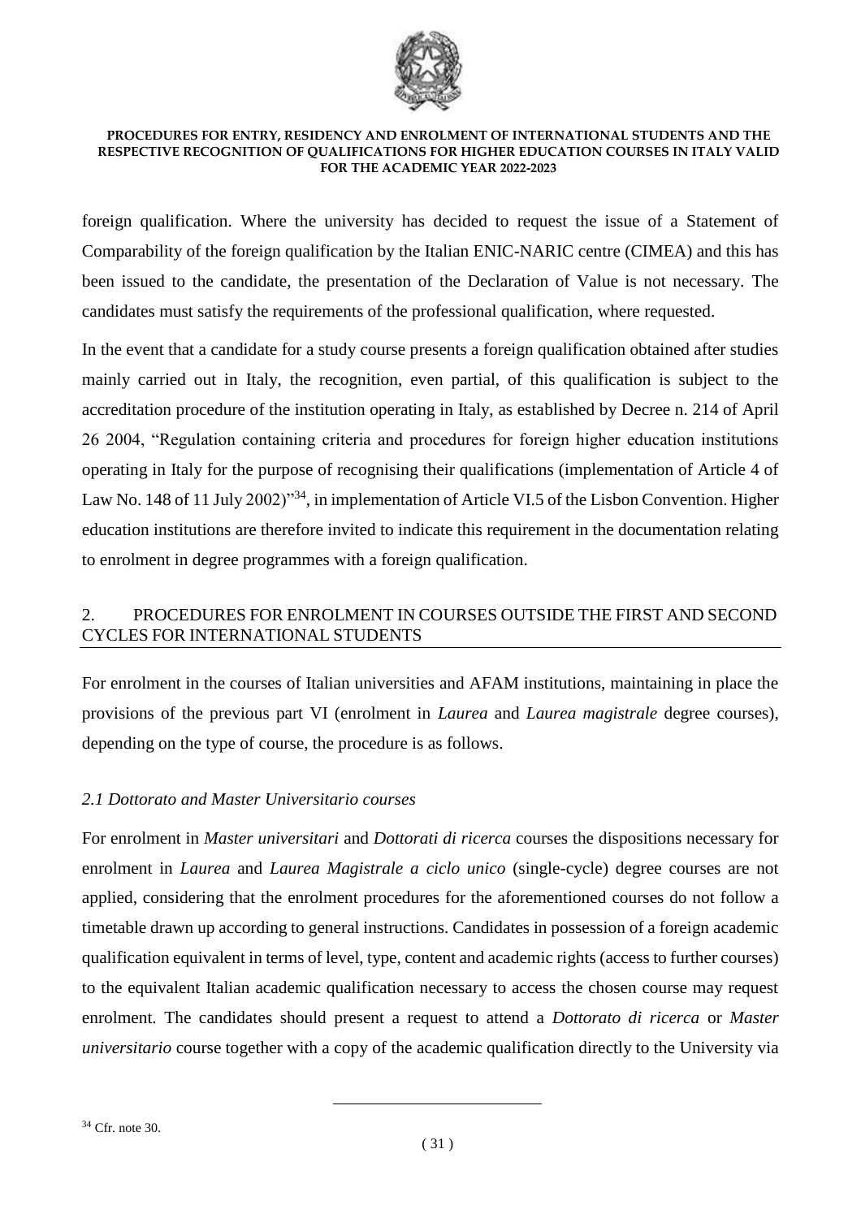foreign qualification. Where the university has decided to request the issue of a Statement of Comparability of the foreign qualification by the Italian ENIC-NARIC centre (CIMEA) and this has been issued to the candidate, the presentation of the Declaration of Value is not necessary. The candidates must satisfy the requirements of the professional qualification, where requested.

In the event that a candidate for a study course presents a foreign qualification obtained after studies mainly carried out in Italy, the recognition, even partial, of this qualification is subject to the accreditation procedure of the institution operating in Italy, as established by Decree n. 214 of April 26 2004, "Regulation containing criteria and procedures for foreign higher education institutions operating in Italy for the purpose of recognising their qualifications (implementation of Article 4 of Law No. 148 of 11 July 2002)"[34], in implementation of Article VI.5 of the Lisbon Convention. Higher education institutions are therefore invited to indicate this requirement in the documentation relating to enrolment in degree programmes with a foreign qualification.

## 2. PROCEDURES FOR ENROLMENT IN COURSES OUTSIDE THE FIRST AND SECOND CYCLES FOR INTERNATIONAL STUDENTS

For enrolment in the courses of Italian universities and AFAM institutions, maintaining in place the provisions of the previous part VI (enrolment in *Laurea* and *Laurea magistrale* degree courses), depending on the type of course, the procedure is as follows.

### *2.1 Dottorato and Master Universitario courses*

For enrolment in *Master universitari* and *Dottorati di ricerca* courses the dispositions necessary for enrolment in *Laurea* and *Laurea Magistrale a ciclo unico* (single-cycle) degree courses are not applied, considering that the enrolment procedures for the aforementioned courses do not follow a timetable drawn up according to general instructions. Candidates in possession of a foreign academic qualification equivalent in terms of level, type, content and academic rights (access to further courses) to the equivalent Italian academic qualification necessary to access the chosen course may request enrolment. The candidates should present a request to attend a *Dottorato di ricerca* or *Master universitario* course together with a copy of the academic qualification directly to the University via

[34] Cfr. note 30.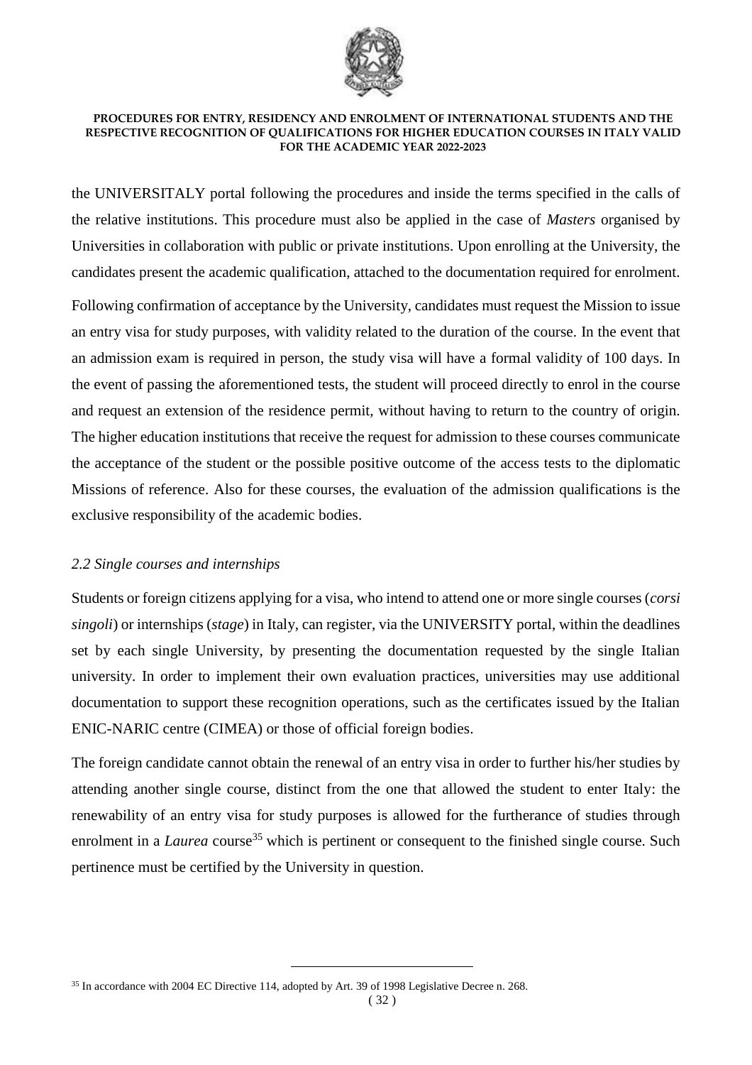the UNIVERSITALY portal following the procedures and inside the terms specified in the calls of the relative institutions. This procedure must also be applied in the case of *Masters* organised by Universities in collaboration with public or private institutions. Upon enrolling at the University, the candidates present the academic qualification, attached to the documentation required for enrolment.

Following confirmation of acceptance by the University, candidates must request the Mission to issue an entry visa for study purposes, with validity related to the duration of the course. In the event that an admission exam is required in person, the study visa will have a formal validity of 100 days. In the event of passing the aforementioned tests, the student will proceed directly to enrol in the course and request an extension of the residence permit, without having to return to the country of origin. The higher education institutions that receive the request for admission to these courses communicate the acceptance of the student or the possible positive outcome of the access tests to the diplomatic Missions of reference. Also for these courses, the evaluation of the admission qualifications is the exclusive responsibility of the academic bodies.

### *2.2 Single courses and internships*

Students or foreign citizens applying for a visa, who intend to attend one or more single courses (*corsi singoli*) or internships (*stage*) in Italy, can register, via the UNIVERSITY portal, within the deadlines set by each single University, by presenting the documentation requested by the single Italian university. In order to implement their own evaluation practices, universities may use additional documentation to support these recognition operations, such as the certificates issued by the Italian ENIC-NARIC centre (CIMEA) or those of official foreign bodies.

The foreign candidate cannot obtain the renewal of an entry visa in order to further his/her studies by attending another single course, distinct from the one that allowed the student to enter Italy: the renewability of an entry visa for study purposes is allowed for the furtherance of studies through enrolment in a *Laurea* course[35] which is pertinent or consequent to the finished single course. Such pertinence must be certified by the University in question.

---

[35] In accordance with 2004 EC Directive 114, adopted by Art. 39 of 1998 Legislative Decree n. 268.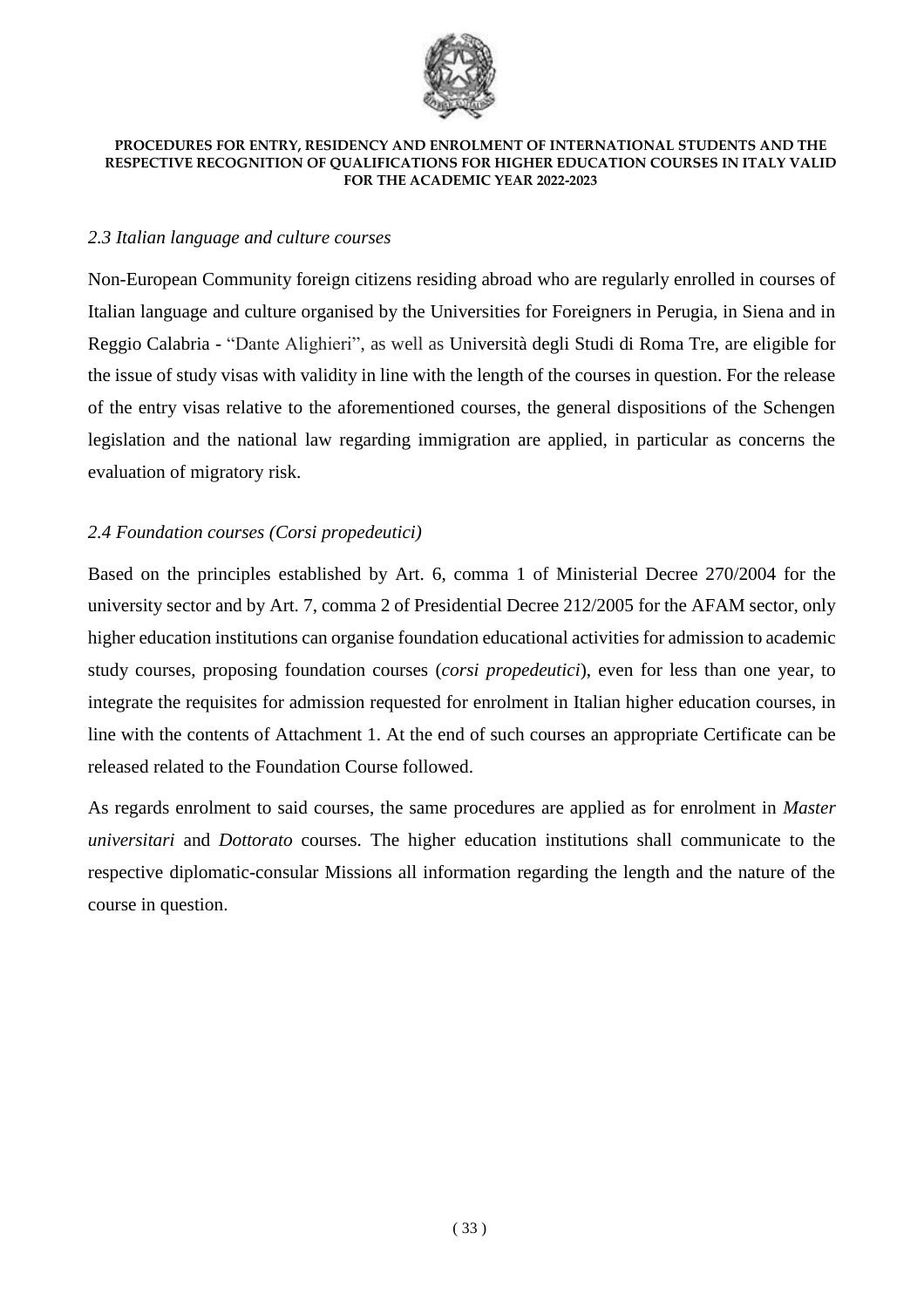### *2.3 Italian language and culture courses*

Non-European Community foreign citizens residing abroad who are regularly enrolled in courses of Italian language and culture organised by the Universities for Foreigners in Perugia, in Siena and in Reggio Calabria - "Dante Alighieri", as well as Università degli Studi di Roma Tre, are eligible for the issue of study visas with validity in line with the length of the courses in question. For the release of the entry visas relative to the aforementioned courses, the general dispositions of the Schengen legislation and the national law regarding immigration are applied, in particular as concerns the evaluation of migratory risk.

### *2.4 Foundation courses (Corsi propedeutici)*

Based on the principles established by Art. 6, comma 1 of Ministerial Decree 270/2004 for the university sector and by Art. 7, comma 2 of Presidential Decree 212/2005 for the AFAM sector, only higher education institutions can organise foundation educational activities for admission to academic study courses, proposing foundation courses (*corsi propedeutici*), even for less than one year, to integrate the requisites for admission requested for enrolment in Italian higher education courses, in line with the contents of Attachment 1. At the end of such courses an appropriate Certificate can be released related to the Foundation Course followed.

As regards enrolment to said courses, the same procedures are applied as for enrolment in *Master universitari* and *Dottorato* courses. The higher education institutions shall communicate to the respective diplomatic-consular Missions all information regarding the length and the nature of the course in question.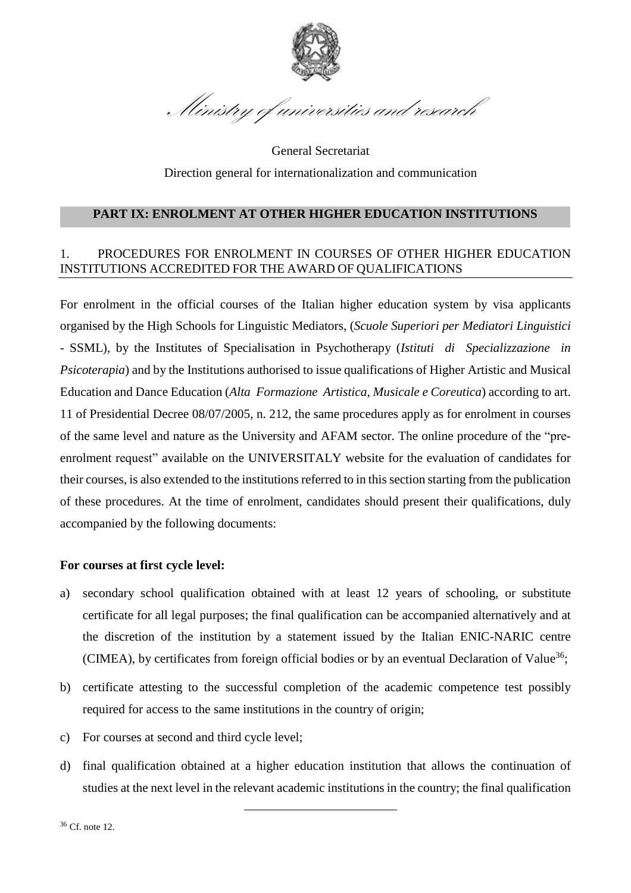*Ministry of universities and research*

General Secretariat

Direction general for internationalization and communication

## PART IX: ENROLMENT AT OTHER HIGHER EDUCATION INSTITUTIONS

### 1. PROCEDURES FOR ENROLMENT IN COURSES OF OTHER HIGHER EDUCATION INSTITUTIONS ACCREDITED FOR THE AWARD OF QUALIFICATIONS

For enrolment in the official courses of the Italian higher education system by visa applicants organised by the High Schools for Linguistic Mediators, (*Scuole Superiori per Mediatori Linguistici* - SSML), by the Institutes of Specialisation in Psychotherapy (*Istituti di Specializzazione in Psicoterapia*) and by the Institutions authorised to issue qualifications of Higher Artistic and Musical Education and Dance Education (*Alta Formazione Artistica, Musicale e Coreutica*) according to art. 11 of Presidential Decree 08/07/2005, n. 212, the same procedures apply as for enrolment in courses of the same level and nature as the University and AFAM sector. The online procedure of the "pre-enrolment request" available on the UNIVERSITALY website for the evaluation of candidates for their courses, is also extended to the institutions referred to in this section starting from the publication of these procedures. At the time of enrolment, candidates should present their qualifications, duly accompanied by the following documents:

**For courses at first cycle level:**

a) secondary school qualification obtained with at least 12 years of schooling, or substitute certificate for all legal purposes; the final qualification can be accompanied alternatively and at the discretion of the institution by a statement issued by the Italian ENIC-NARIC centre (CIMEA), by certificates from foreign official bodies or by an eventual Declaration of Value[36];

b) certificate attesting to the successful completion of the academic competence test possibly required for access to the same institutions in the country of origin;

c) For courses at second and third cycle level;

d) final qualification obtained at a higher education institution that allows the continuation of studies at the next level in the relevant academic institutions in the country; the final qualification

[36] Cf. note 12.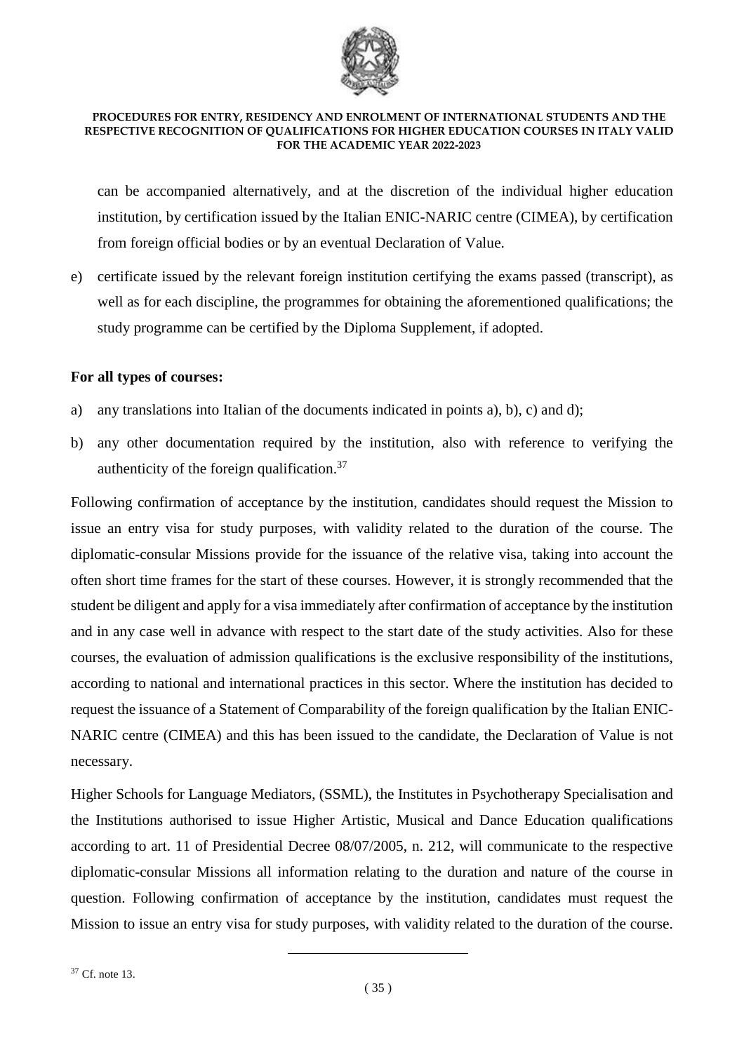can be accompanied alternatively, and at the discretion of the individual higher education institution, by certification issued by the Italian ENIC-NARIC centre (CIMEA), by certification from foreign official bodies or by an eventual Declaration of Value.

e) certificate issued by the relevant foreign institution certifying the exams passed (transcript), as well as for each discipline, the programmes for obtaining the aforementioned qualifications; the study programme can be certified by the Diploma Supplement, if adopted.

**For all types of courses:**

a) any translations into Italian of the documents indicated in points a), b), c) and d);

b) any other documentation required by the institution, also with reference to verifying the authenticity of the foreign qualification.[37]

Following confirmation of acceptance by the institution, candidates should request the Mission to issue an entry visa for study purposes, with validity related to the duration of the course. The diplomatic-consular Missions provide for the issuance of the relative visa, taking into account the often short time frames for the start of these courses. However, it is strongly recommended that the student be diligent and apply for a visa immediately after confirmation of acceptance by the institution and in any case well in advance with respect to the start date of the study activities. Also for these courses, the evaluation of admission qualifications is the exclusive responsibility of the institutions, according to national and international practices in this sector. Where the institution has decided to request the issuance of a Statement of Comparability of the foreign qualification by the Italian ENIC-NARIC centre (CIMEA) and this has been issued to the candidate, the Declaration of Value is not necessary.

Higher Schools for Language Mediators, (SSML), the Institutes in Psychotherapy Specialisation and the Institutions authorised to issue Higher Artistic, Musical and Dance Education qualifications according to art. 11 of Presidential Decree 08/07/2005, n. 212, will communicate to the respective diplomatic-consular Missions all information relating to the duration and nature of the course in question. Following confirmation of acceptance by the institution, candidates must request the Mission to issue an entry visa for study purposes, with validity related to the duration of the course.

[37] Cf. note 13.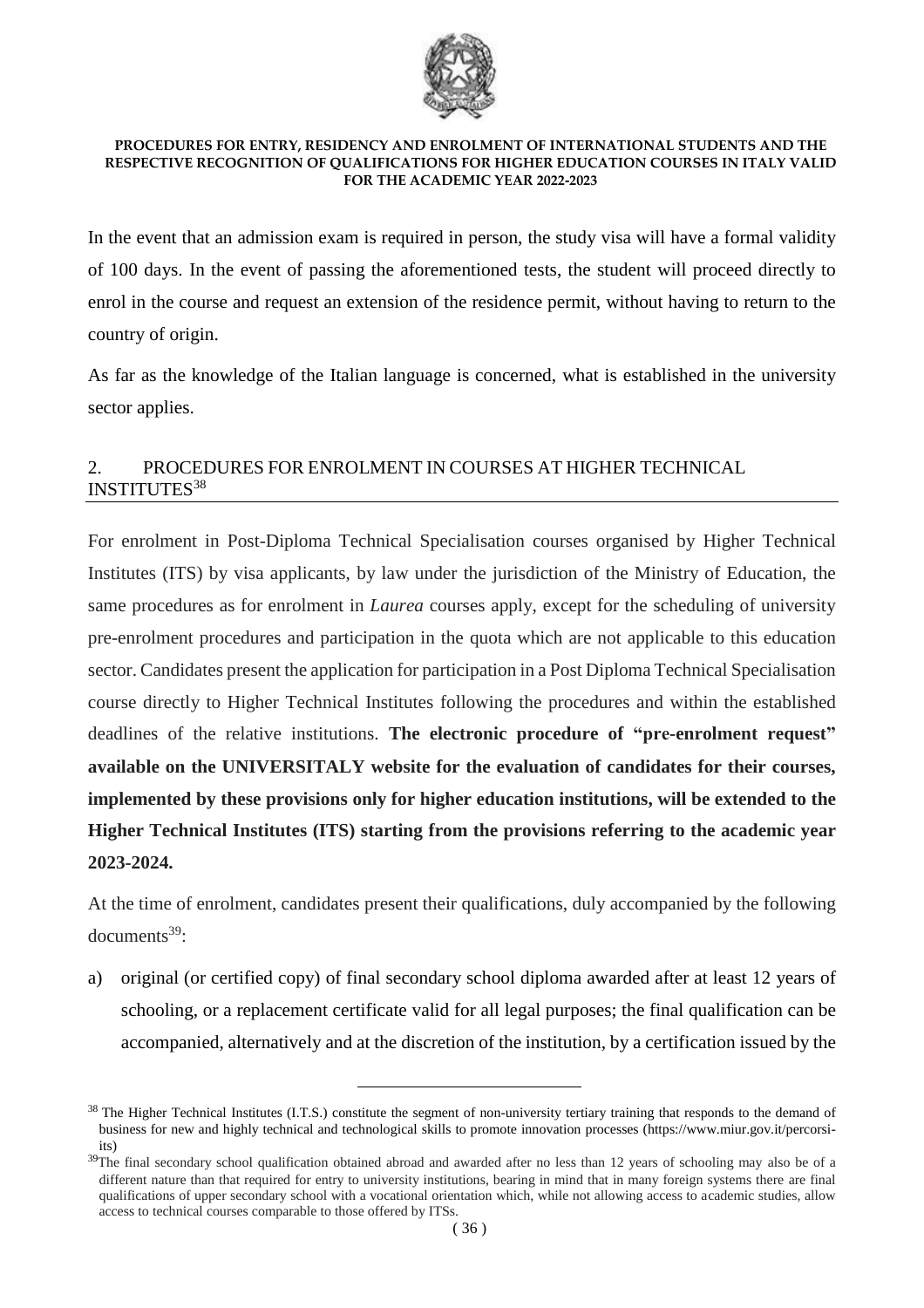In the event that an admission exam is required in person, the study visa will have a formal validity of 100 days. In the event of passing the aforementioned tests, the student will proceed directly to enrol in the course and request an extension of the residence permit, without having to return to the country of origin.

As far as the knowledge of the Italian language is concerned, what is established in the university sector applies.

## 2. PROCEDURES FOR ENROLMENT IN COURSES AT HIGHER TECHNICAL INSTITUTES[38]

For enrolment in Post-Diploma Technical Specialisation courses organised by Higher Technical Institutes (ITS) by visa applicants, by law under the jurisdiction of the Ministry of Education, the same procedures as for enrolment in *Laurea* courses apply, except for the scheduling of university pre-enrolment procedures and participation in the quota which are not applicable to this education sector. Candidates present the application for participation in a Post Diploma Technical Specialisation course directly to Higher Technical Institutes following the procedures and within the established deadlines of the relative institutions. **The electronic procedure of "pre-enrolment request" available on the UNIVERSITALY website for the evaluation of candidates for their courses, implemented by these provisions only for higher education institutions, will be extended to the Higher Technical Institutes (ITS) starting from the provisions referring to the academic year 2023-2024.**

At the time of enrolment, candidates present their qualifications, duly accompanied by the following documents[39]:

a) original (or certified copy) of final secondary school diploma awarded after at least 12 years of schooling, or a replacement certificate valid for all legal purposes; the final qualification can be accompanied, alternatively and at the discretion of the institution, by a certification issued by the

---

[38] The Higher Technical Institutes (I.T.S.) constitute the segment of non-university tertiary training that responds to the demand of business for new and highly technical and technological skills to promote innovation processes (https://www.miur.gov.it/percorsi-its)

[39] The final secondary school qualification obtained abroad and awarded after no less than 12 years of schooling may also be of a different nature than that required for entry to university institutions, bearing in mind that in many foreign systems there are final qualifications of upper secondary school with a vocational orientation which, while not allowing access to academic studies, allow access to technical courses comparable to those offered by ITSs.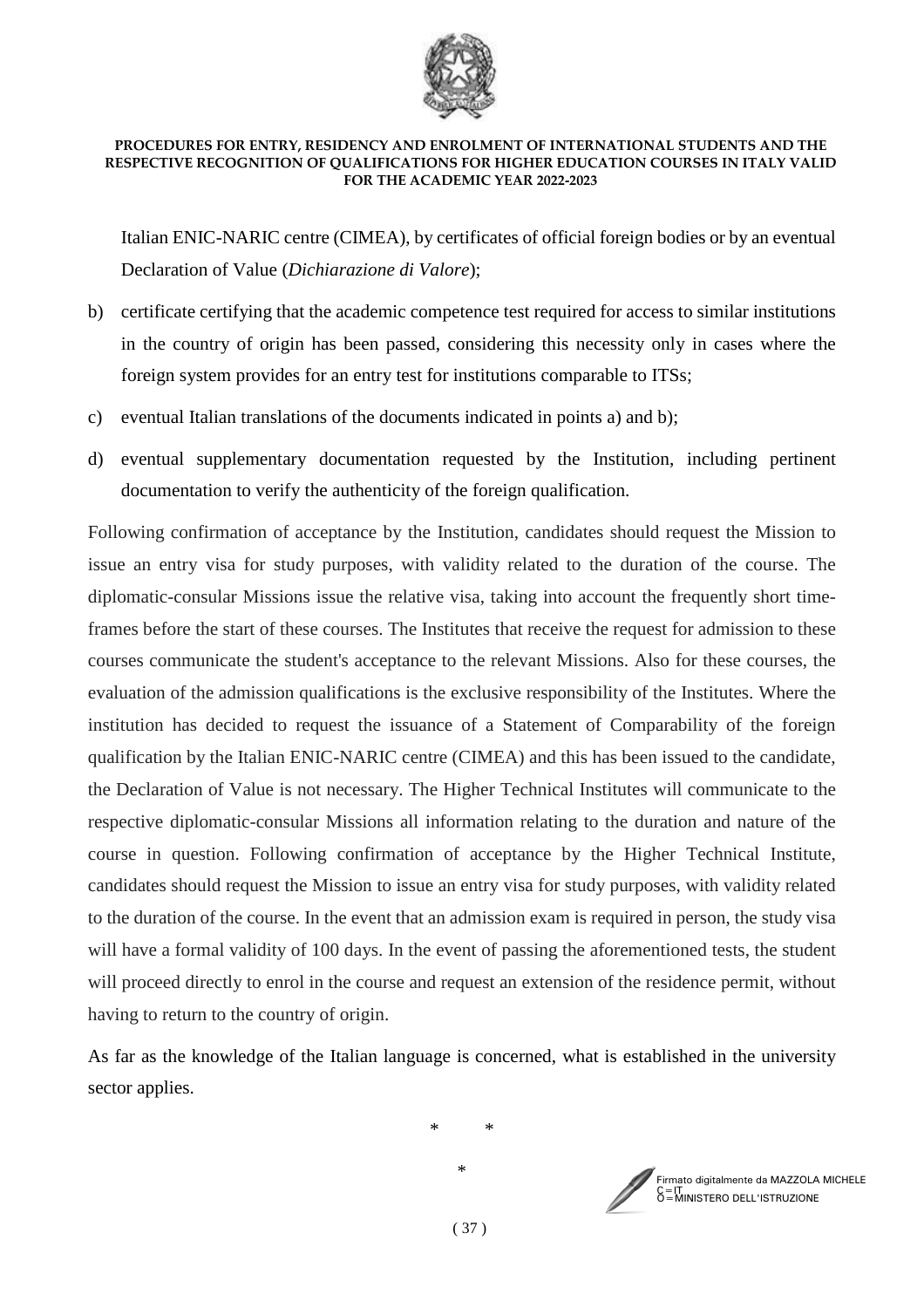Italian ENIC-NARIC centre (CIMEA), by certificates of official foreign bodies or by an eventual Declaration of Value (*Dichiarazione di Valore*);

b) certificate certifying that the academic competence test required for access to similar institutions in the country of origin has been passed, considering this necessity only in cases where the foreign system provides for an entry test for institutions comparable to ITSs;

c) eventual Italian translations of the documents indicated in points a) and b);

d) eventual supplementary documentation requested by the Institution, including pertinent documentation to verify the authenticity of the foreign qualification.

Following confirmation of acceptance by the Institution, candidates should request the Mission to issue an entry visa for study purposes, with validity related to the duration of the course. The diplomatic-consular Missions issue the relative visa, taking into account the frequently short time-frames before the start of these courses. The Institutes that receive the request for admission to these courses communicate the student's acceptance to the relevant Missions. Also for these courses, the evaluation of the admission qualifications is the exclusive responsibility of the Institutes. Where the institution has decided to request the issuance of a Statement of Comparability of the foreign qualification by the Italian ENIC-NARIC centre (CIMEA) and this has been issued to the candidate, the Declaration of Value is not necessary. The Higher Technical Institutes will communicate to the respective diplomatic-consular Missions all information relating to the duration and nature of the course in question. Following confirmation of acceptance by the Higher Technical Institute, candidates should request the Mission to issue an entry visa for study purposes, with validity related to the duration of the course. In the event that an admission exam is required in person, the study visa will have a formal validity of 100 days. In the event of passing the aforementioned tests, the student will proceed directly to enrol in the course and request an extension of the residence permit, without having to return to the country of origin.

As far as the knowledge of the Italian language is concerned, what is established in the university sector applies.

\*    \*

\*

Firmato digitalmente da MAZZOLA MICHELE
C = IT
O = MINISTERO DELL'ISTRUZIONE